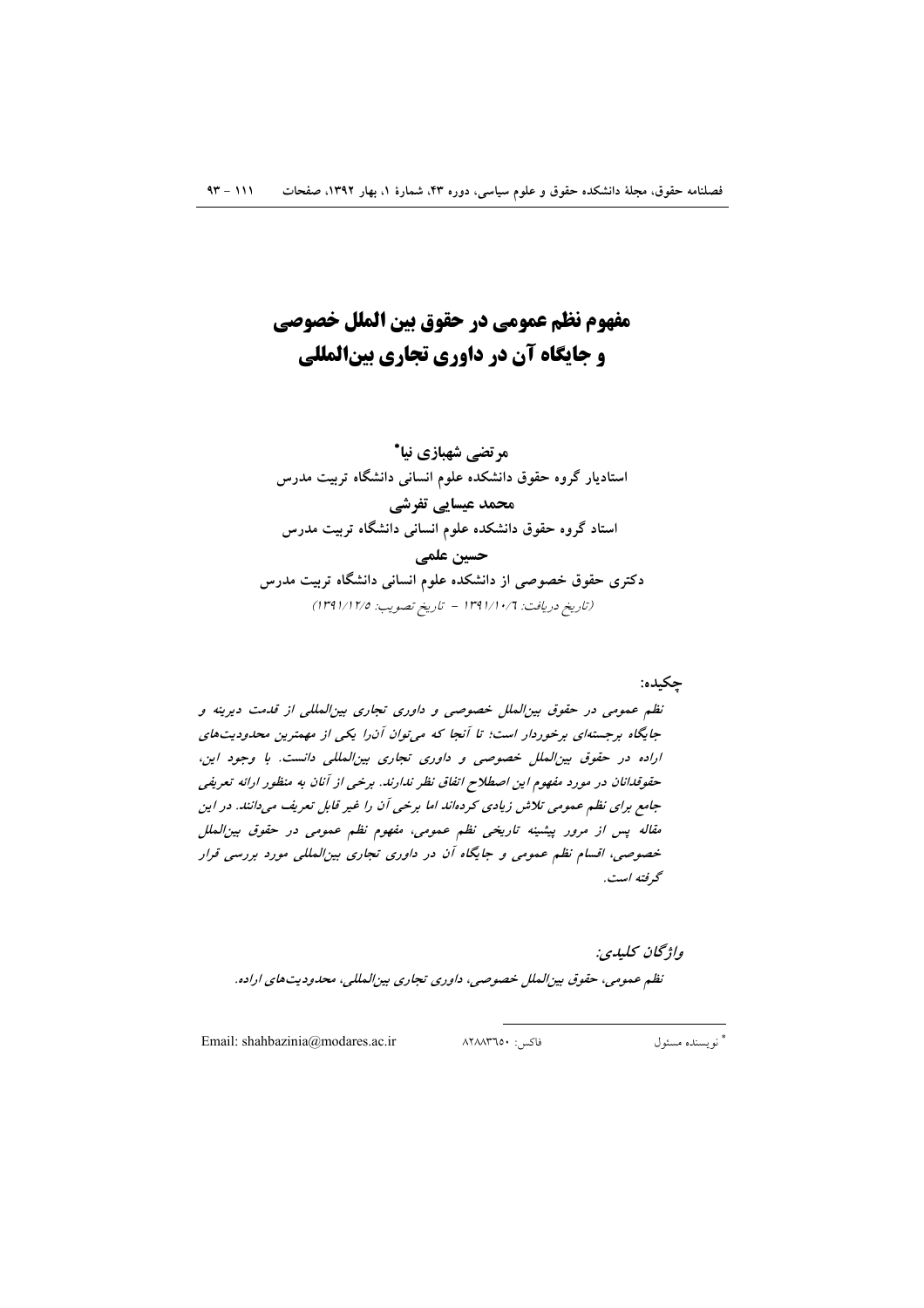# مفهوم نظم عمومی در حقوق بین الملل خصوصی و جایگاه آن در داوری تجاری بین‌المللی

**مرتضی شهبازی نیا*** 
**استادیار گروه حقوق دانشکده علوم انسانی دانشگاه تربیت مدرس**

**محمد عیسایی تفرشی** 
**استاد گروه حقوق دانشکده علوم انسانی دانشگاه تربیت مدرس**

**حسین علمی** 
**دکتری حقوق خصوصی از دانشکده علوم انسانی دانشگاه تربیت مدرس**

*(تاریخ دریافت: ۱۳۹۱/۱۰/۶ - تاریخ تصویب: ۱۳۹۱/۱۲/۵)*

**چکیده:**

*نظم عمومی در حقوق بین‌الملل خصوصی و داوری تجاری بین‌المللی از قدمت دیرینه و جایگاه برجسته‌ای برخوردار است؛ تا آنجا که می‌توان آن‌را یکی از مهمترین محدودیت‌های اراده در حقوق بین‌الملل خصوصی و داوری تجاری بین‌المللی دانست. با وجود این، حقوقدانان در مورد مفهوم این اصطلاح اتفاق نظر ندارند. برخی از آنان به منظور ارائه تعریفی جامع برای نظم عمومی تلاش زیادی کرده‌اند اما برخی آن را غیر قابل تعریف می‌دانند. در این مقاله پس از مرور پیشینه تاریخی نظم عمومی، مفهوم نظم عمومی در حقوق بین‌الملل خصوصی، اقسام نظم عمومی و جایگاه آن در داوری تجاری بین‌المللی مورد بررسی قرار گرفته است.*

*واژگان کلیدی:*

*نظم عمومی، حقوق بین‌الملل خصوصی، داوری تجاری بین‌المللی، محدودیت‌های اراده.*

---

* نویسنده مسئول &nbsp;&nbsp;&nbsp; فاکس: ۸۲۸۸۳۶۵۰ &nbsp;&nbsp;&nbsp; Email: shahbazinia@modares.ac.ir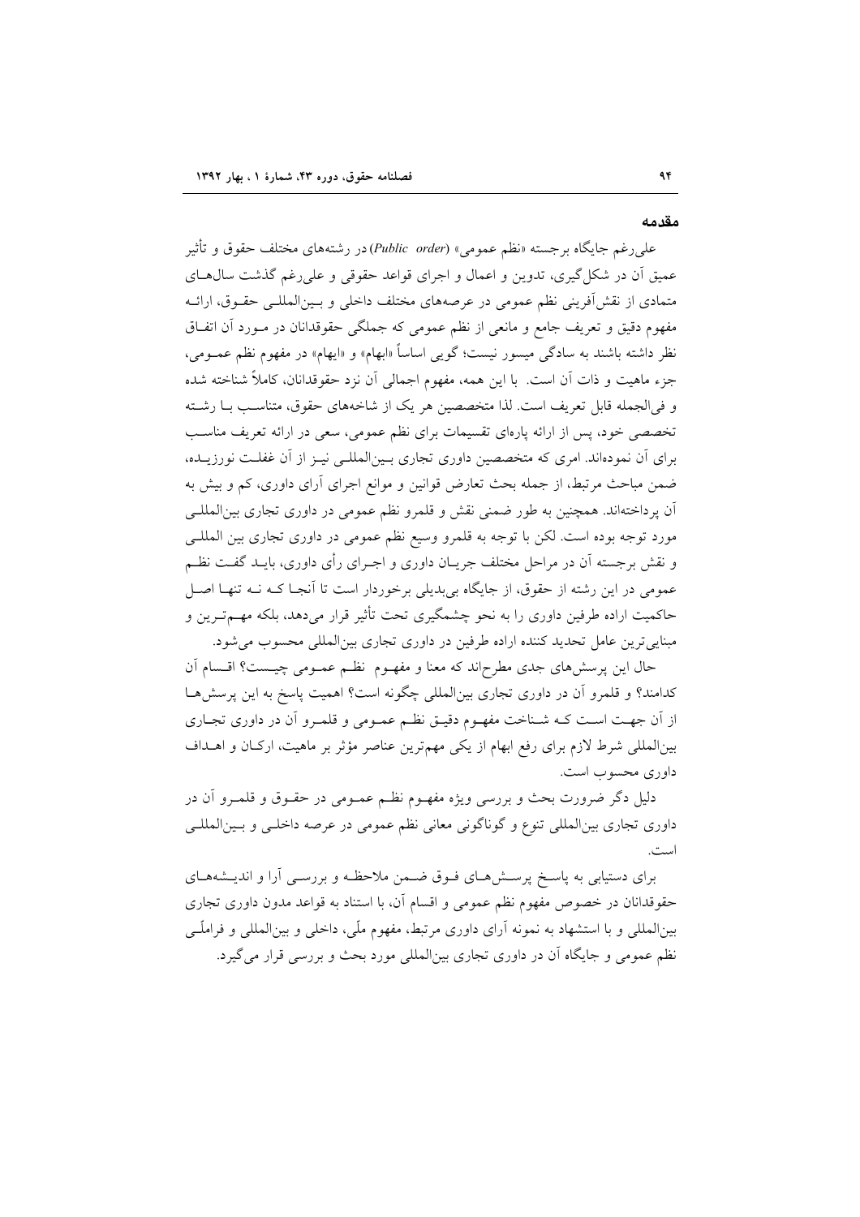## مقدمه

علی‌رغم جایگاه برجسته «نظم عمومی» (*Public order*) در رشته‌های مختلف حقوق و تأثیر عمیق آن در شکل‌گیری، تدوین و اعمال و اجرای قواعد حقوقی و علی‌رغم گذشت سال‌های متمادی از نقش‌آفرینی نظم عمومی در عرصه‌های مختلف داخلی و بین‌المللی حقوق، ارائه مفهوم دقیق و تعریف جامع و مانعی از نظم عمومی که جملگی حقوقدانان در مورد آن اتفاق نظر داشته باشند به سادگی میسور نیست؛ گویی اساساً «ابهام» و «ایهام» در مفهوم نظم عمومی، جزء ماهیت و ذات آن است. با این همه، مفهوم اجمالی آن نزد حقوقدانان، کاملاً شناخته شده و فی‌الجمله قابل تعریف است. لذا متخصصین هر یک از شاخه‌های حقوق، متناسب با رشته تخصصی خود، پس از ارائه پاره‌ای تقسیمات برای نظم عمومی، سعی در ارائه تعریف مناسب برای آن نموده‌اند. امری که متخصصین داوری تجاری بین‌المللی نیز از آن غفلت نورزیده، ضمن مباحث مرتبط، از جمله بحث تعارض قوانین و موانع اجرای آرای داوری، کم و بیش به آن پرداخته‌اند. همچنین به طور ضمنی نقش و قلمرو نظم عمومی در داوری تجاری بین‌المللی مورد توجه بوده است. لکن با توجه به قلمرو وسیع نظم عمومی در داوری تجاری بین المللی و نقش برجسته آن در مراحل مختلف جریان داوری و اجرای رأی داوری، باید گفت نظم عمومی در این رشته از حقوق، از جایگاه بی‌بدیلی برخوردار است تا آنجا که نه تنها اصل حاکمیت اراده طرفین داوری را به نحو چشمگیری تحت تأثیر قرار می‌دهد، بلکه مهم‌ترین و مبنایی‌ترین عامل تحدید کننده اراده طرفین در داوری تجاری بین‌المللی محسوب می‌شود.

حال این پرسش‌های جدی مطرح‌اند که معنا و مفهوم نظم عمومی چیست؟ اقسام آن کدامند؟ و قلمرو آن در داوری تجاری بین‌المللی چگونه است؟ اهمیت پاسخ به این پرسش‌ها از آن جهت است که شناخت مفهوم دقیق نظم عمومی و قلمرو آن در داوری تجاری بین‌المللی شرط لازم برای رفع ابهام از یکی مهم‌ترین عناصر مؤثر بر ماهیت، ارکان و اهداف داوری محسوب است.

دلیل دگر ضرورت بحث و بررسی ویژه مفهوم نظم عمومی در حقوق و قلمرو آن در داوری تجاری بین‌المللی تنوع و گوناگونی معانی نظم عمومی در عرصه داخلی و بین‌المللی است.

برای دستیابی به پاسخ پرسش‌های فوق ضمن ملاحظه و بررسی آرا و اندیشه‌های حقوقدانان در خصوص مفهوم نظم عمومی و اقسام آن، با استناد به قواعد مدون داوری تجاری بین‌المللی و با استشهاد به نمونه آرای داوری مرتبط، مفهوم ملّی، داخلی و بین‌المللی و فراملّی نظم عمومی و جایگاه آن در داوری تجاری بین‌المللی مورد بحث و بررسی قرار می‌گیرد.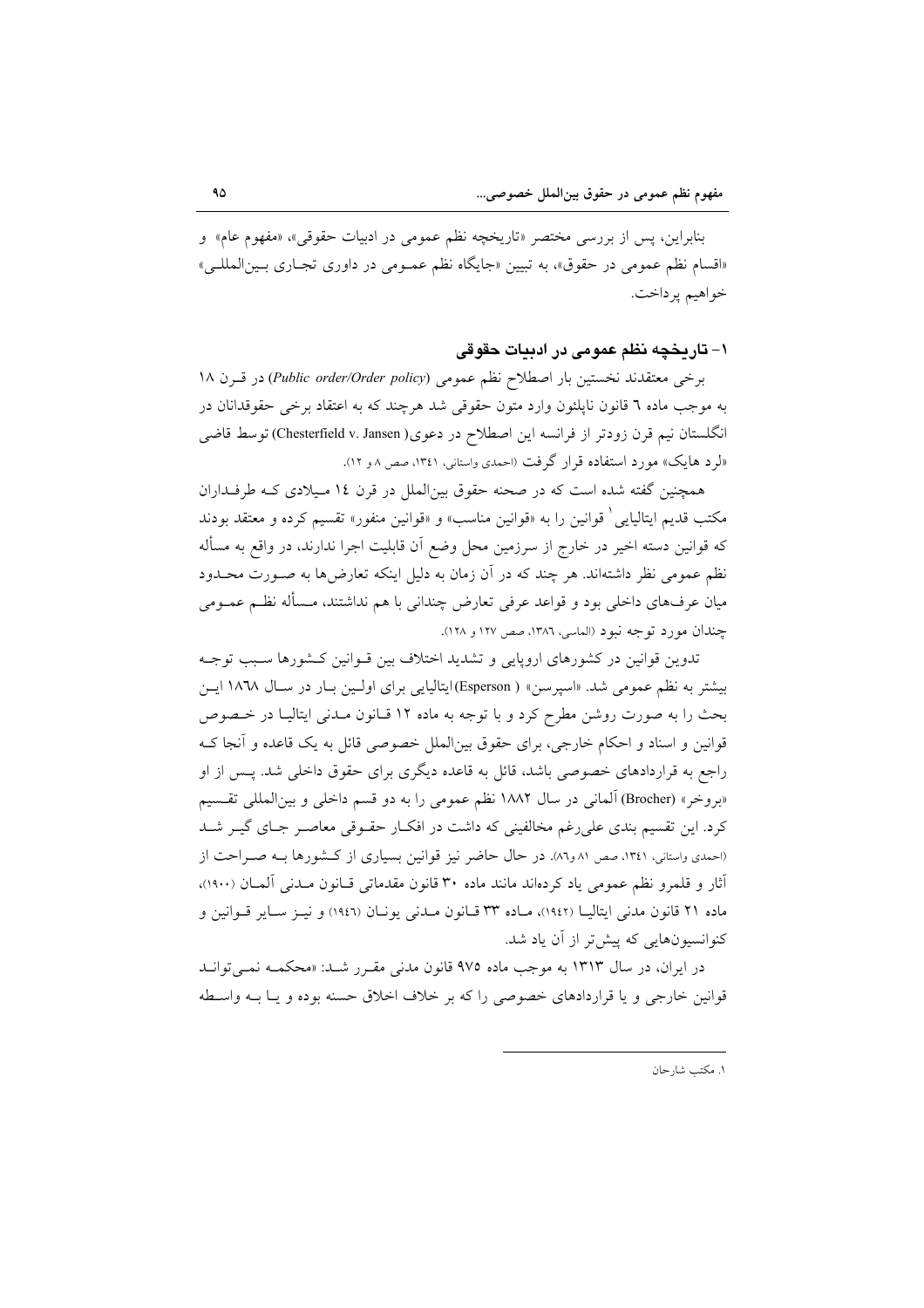بنابراین، پس از بررسی مختصر «تاریخچه نظم عمومی در ادبیات حقوقی»، «مفهوم عام» و «اقسام نظم عمومی در حقوق»، به تبیین «جایگاه نظم عمومی در داوری تجاری بین‌المللی» خواهیم پرداخت.

## ۱- تاریخچه نظم عمومی در ادبیات حقوقی

برخی معتقدند نخستین بار اصطلاح نظم عمومی (*Public order/Order policy*) در قرن ۱۸ به موجب ماده ٦ قانون ناپلئون وارد متون حقوقی شد هرچند که به اعتقاد برخی حقوقدانان در انگلستان نیم قرن زودتر از فرانسه این اصطلاح در دعوی( Chesterfield v. Jansen) توسط قاضی «لرد هایک» مورد استفاده قرار گرفت (احمدی واستانی، ۱۳٤۱، صص ۸ و ۱۲).

همچنین گفته شده است که در صحنه حقوق بین‌الملل در قرن ١٤ میلادی که طرفداران مکتب قدیم ایتالیایی[1] قوانین را به «قوانین مناسب» و «قوانین منفور» تقسیم کرده و معتقد بودند که قوانین دسته اخیر در خارج از سرزمین محل وضع آن قابلیت اجرا ندارند، در واقع به مسأله نظم عمومی نظر داشته‌اند. هر چند که در آن زمان به دلیل اینکه تعارض‌ها به صورت محدود میان عرف‌های داخلی بود و قواعد عرفی تعارض چندانی با هم نداشتند، مسأله نظم عمومی چندان مورد توجه نبود (الماسی، ۱۳۸٦، صص ۱۲۷ و ۱۲۸).

تدوین قوانین در کشورهای اروپایی و تشدید اختلاف بین قوانین کشورها سبب توجه بیشتر به نظم عمومی شد. «اسپرسن» ( Esperson) ایتالیایی برای اولین بار در سال ۱۸٦۸ این بحث را به صورت روشن مطرح کرد و با توجه به ماده ۱۲ قانون مدنی ایتالیا در خصوص قوانین و اسناد و احکام خارجی، برای حقوق بین‌الملل خصوصی قائل به یک قاعده و آنجا که راجع به قراردادهای خصوصی باشد، قائل به قاعده دیگری برای حقوق داخلی شد. پس از او «بروخر» (Brocher) آلمانی در سال ۱۸۸۲ نظم عمومی را به دو قسم داخلی و بین‌المللی تقسیم کرد. این تقسیم بندی علی‌رغم مخالفینی که داشت در افکار حقوقی معاصر جای گیر شد (احمدی واستانی، ۱۳٤۱، صص ۸۱ و۸٦). در حال حاضر نیز قوانین بسیاری از کشورها به صراحت از آثار و قلمرو نظم عمومی یاد کرده‌اند مانند ماده ۳۰ قانون مقدماتی قانون مدنی آلمان (۱۹۰۰)، ماده ۲۱ قانون مدنی ایتالیا (۱۹٤۲)، ماده ۳۳ قانون مدنی یونان (۱۹٤٦) و نیز سایر قوانین و کنوانسیون‌هایی که پیش‌تر از آن یاد شد.

در ایران، در سال ۱۳۱۳ به موجب ماده ۹۷۵ قانون مدنی مقرر شد: «محکمه نمی‌تواند قوانین خارجی و یا قراردادهای خصوصی را که بر خلاف اخلاق حسنه بوده و یا به واسطه

---

[1] مکتب شارحان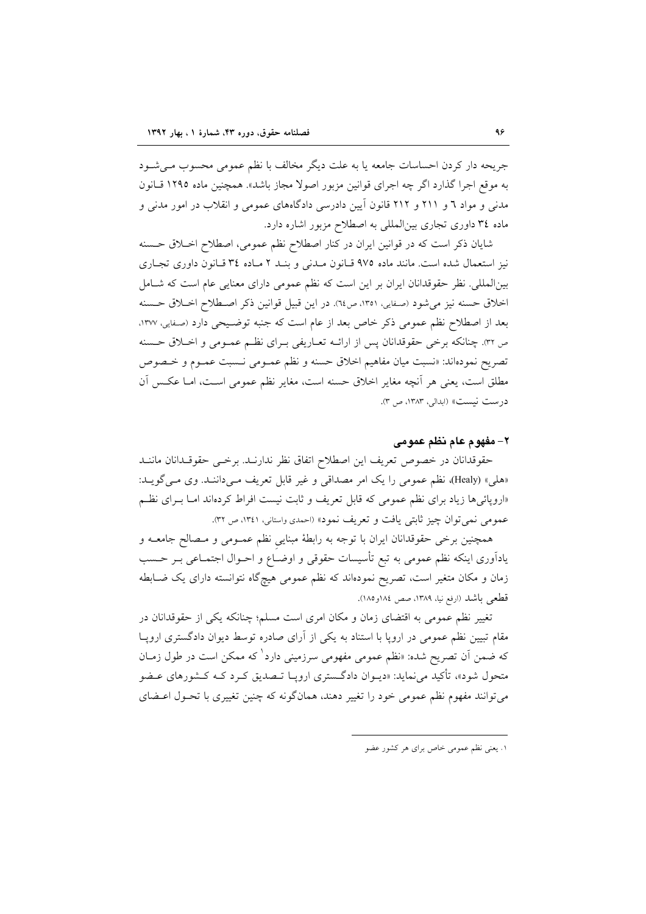جریحه دار کردن احساسات جامعه یا به علت دیگر مخالف با نظم عمومی محسوب می‌شود به موقع اجرا گذارد اگر چه اجرای قوانین مزبور اصولا مجاز باشد». همچنین ماده ۱۲۹۵ قانون مدنی و مواد ۶ و ۲۱۱ و ۲۱۲ قانون آیین دادرسی دادگاههای عمومی و انقلاب در امور مدنی و ماده ۳۴ داوری تجاری بین‌المللی به اصطلاح مزبور اشاره دارد.

شایان ذکر است که در قوانین ایران در کنار اصطلاح نظم عمومی، اصطلاح اخلاق حسنه نیز استعمال شده است. مانند ماده ۹۷۵ قانون مدنی و بند ۲ ماده ۳۴ قانون داوری تجاری بین‌المللی. نظر حقوقدانان ایران بر این است که نظم عمومی دارای معنایی عام است که شامل اخلاق حسنه نیز می‌شود (صفایی، ۱۳۵۱، ص۶۴). در این قبیل قوانین ذکر اصطلاح اخلاق حسنه بعد از اصطلاح نظم عمومی ذکر خاص بعد از عام است که جنبه توضیحی دارد (صفایی، ۱۳۷۷، ص ۳۲). چنانکه برخی حقوقدانان پس از ارائه تعاریفی برای نظم عمومی و اخلاق حسنه تصریح نموده‌اند: «نسبت میان مفاهیم اخلاق حسنه و نظم عمومی نسبت عموم و خصوص مطلق است، یعنی هر آنچه مغایر اخلاق حسنه است، مغایر نظم عمومی است، اما عکس آن درست نیست» (ابدالی، ۱۳۸۳، ص ۳).

## ۲- مفهوم عام نظم عمومی

حقوقدانان در خصوص تعریف این اصطلاح اتفاق نظر ندارند. برخی حقوقدانان مانند «هلی» (Healy)، نظم عمومی را یک امر مصداقی و غیر قابل تعریف می‌دانند. وی می‌گوید: «اروپائی‌ها زیاد برای نظم عمومی که قابل تعریف و ثابت نیست افراط کرده‌اند اما برای نظم عمومی نمی‌توان چیز ثابتی یافت و تعریف نمود» (احمدی واستانی، ۱۳۴۱، ص ۳۲).

همچنین برخی حقوقدانان ایران با توجه به رابطهٔ مبنایی نظم عمومی و مصالح جامعه و یادآوری اینکه نظم عمومی به تبع تأسیسات حقوقی و اوضاع و احوال اجتماعی بر حسب زمان و مکان متغیر است، تصریح نموده‌اند که نظم عمومی هیچ‌گاه نتوانسته دارای یک ضابطه قطعی باشد (ارفع نیا، ۱۳۸۹، صص ۱۸۴و۱۸۵).

تغییر نظم عمومی به اقتضای زمان و مکان امری است مسلم؛ چنانکه یکی از حقوقدانان در مقام تبیین نظم عمومی در اروپا با استناد به یکی از آرای صادره توسط دیوان دادگستری اروپا که ضمن آن تصریح شده: «نظم عمومی مفهومی سرزمینی دارد[۱] که ممکن است در طول زمان متحول شود»، تأکید می‌نماید: «دیوان دادگستری اروپا تصدیق کرد که کشورهای عضو می‌توانند مفهوم نظم عمومی خود را تغییر دهند، همان‌گونه که چنین تغییری با تحول اعضای

---

۱. یعنی نظم عمومی خاص برای هر کشور عضو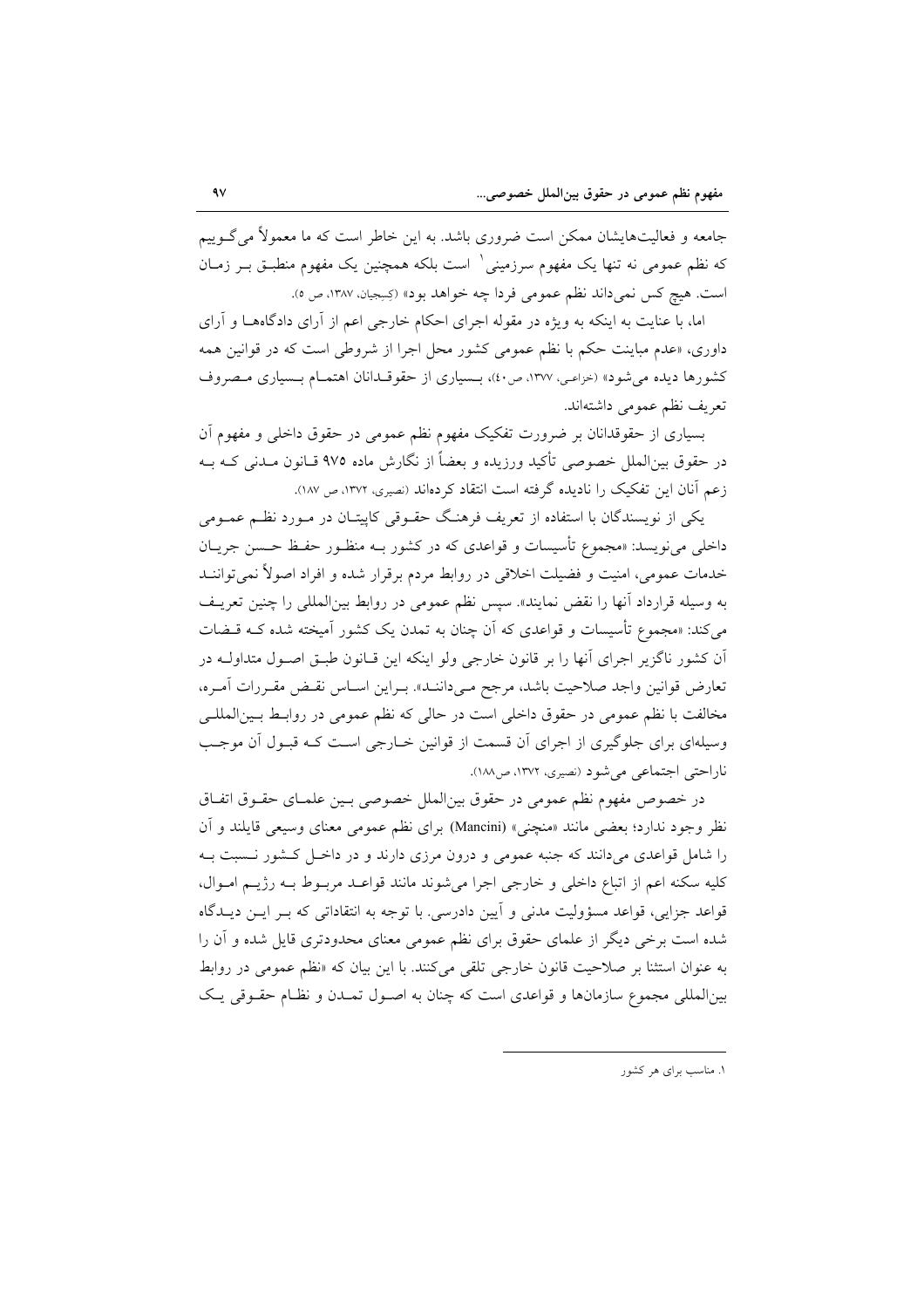جامعه و فعالیت‌هایشان ممکن است ضروری باشد. به این خاطر است که ما معمولاً می‌گوییم که نظم عمومی نه تنها یک مفهوم سرزمینی[1] است بلکه همچنین یک مفهوم منطبق بر زمان است. هیچ کس نمی‌داند نظم عمومی فردا چه خواهد بود» (کسیجیان، ۱۳۸۷، ص ۵).

اما، با عنایت به اینکه به ویژه در مقوله اجرای احکام خارجی اعم از آرای دادگاه‌ها و آرای داوری، «عدم مباینت حکم با نظم عمومی کشور محل اجرا از شروطی است که در قوانین همه کشورها دیده می‌شود» (خزاعی، ۱۳۷۷، ص۴۰)، بسیاری از حقوقدانان اهتمام بسیاری مصروف تعریف نظم عمومی داشته‌اند.

بسیاری از حقوقدانان بر ضرورت تفکیک مفهوم نظم عمومی در حقوق داخلی و مفهوم آن در حقوق بین‌الملل خصوصی تأکید ورزیده و بعضاً از نگارش ماده ۹۷۵ قانون مدنی که به زعم آنان این تفکیک را نادیده گرفته است انتقاد کرده‌اند (نصیری، ۱۳۷۲، ص ۱۸۷).

یکی از نویسندگان با استفاده از تعریف فرهنگ حقوقی کاپیتان در مورد نظم عمومی داخلی می‌نویسد: «مجموع تأسیسات و قواعدی که در کشور به منظور حفظ حسن جریان خدمات عمومی، امنیت و فضیلت اخلاقی در روابط مردم برقرار شده و افراد اصولاً نمی‌توانند به وسیله قرارداد آنها را نقض نمایند». سپس نظم عمومی در روابط بین‌المللی را چنین تعریف می‌کند: «مجموع تأسیسات و قواعدی که آن چنان به تمدن یک کشور آمیخته شده که قضات آن کشور ناگزیر اجرای آنها را بر قانون خارجی ولو اینکه این قانون طبق اصول متداوله در تعارض قوانین واجد صلاحیت باشد، مرجح می‌دانند». براین اساس نقض مقررات آمره، مخالفت با نظم عمومی در حقوق داخلی است در حالی که نظم عمومی در روابط بین‌المللی وسیله‌ای برای جلوگیری از اجرای آن قسمت از قوانین خارجی است که قبول آن موجب ناراحتی اجتماعی می‌شود (نصیری، ۱۳۷۲، ص۱۸۸).

در خصوص مفهوم نظم عمومی در حقوق بین‌الملل خصوصی بین علمای حقوق اتفاق نظر وجود ندارد؛ بعضی مانند «منچنی» (Mancini) برای نظم عمومی معنای وسیعی قایلند و آن را شامل قواعدی می‌دانند که جنبه عمومی و درون مرزی دارند و در داخل کشور نسبت به کلیه سکنه اعم از اتباع داخلی و خارجی اجرا می‌شوند مانند قواعد مربوط به رژیم اموال، قواعد جزایی، قواعد مسؤولیت مدنی و آیین دادرسی. با توجه به انتقاداتی که بر این دیدگاه شده است برخی دیگر از علمای حقوق برای نظم عمومی معنای محدودتری قایل شده و آن را به عنوان استثنا بر صلاحیت قانون خارجی تلقی می‌کنند. با این بیان که «نظم عمومی در روابط بین‌المللی مجموع سازمان‌ها و قواعدی است که چنان به اصول تمدن و نظام حقوقی یک

---

۱. مناسب برای هر کشور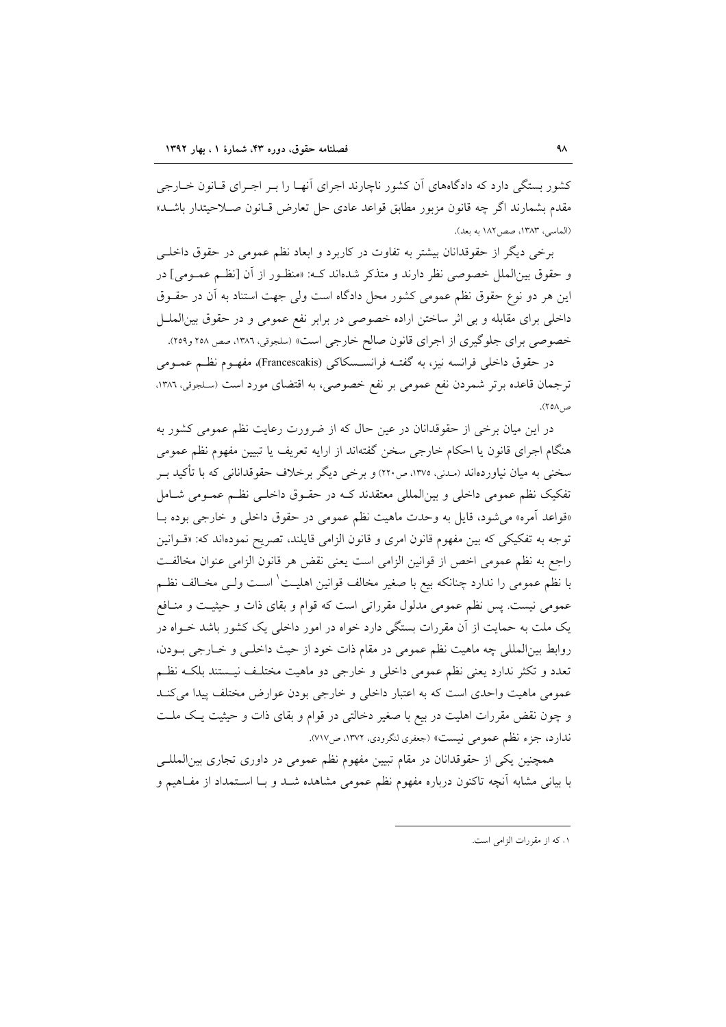کشور بستگی دارد که دادگاه‌های آن کشور ناچارند اجرای آنها را بر اجرای قانون خارجی مقدم بشمارند اگر چه قانون مزبور مطابق قواعد عادی حل تعارض قانون صلاحیتدار باشد» (الماسی، ۱۳۸۳، صص ۱۸۲ به بعد).

برخی دیگر از حقوقدانان بیشتر به تفاوت در کاربرد و ابعاد نظم عمومی در حقوق داخلی و حقوق بین‌الملل خصوصی نظر دارند و متذکر شده‌اند که: «منظور از آن [نظم عمومی] در این هر دو نوع حقوق نظم عمومی کشور محل دادگاه است ولی جهت استناد به آن در حقوق داخلی برای مقابله و بی اثر ساختن اراده خصوصی در برابر نفع عمومی و در حقوق بین‌الملل خصوصی برای جلوگیری از اجرای قانون صالح خارجی است» (سلجوقی، ۱۳۸٦، صص ۲۵۸ و ۲۵۹).

در حقوق داخلی فرانسه نیز، به گفته فرانسسکاکی (Francescakis)، مفهوم نظم عمومی ترجمان قاعده برتر شمردن نفع عمومی بر نفع خصوصی، به اقتضای مورد است (سلجوقی، ۱۳۸٦، ص ۲۵۸).

در این میان برخی از حقوقدانان در عین حال که از ضرورت رعایت نظم عمومی کشور به هنگام اجرای قانون یا احکام خارجی سخن گفته‌اند از ارایه تعریف یا تبیین مفهوم نظم عمومی سخنی به میان نیاورده‌اند (مدنی، ۱۳۷۵، ص ۲۲۰) و برخی دیگر برخلاف حقوقدانانی که با تأکید بر تفکیک نظم عمومی داخلی و بین‌المللی معتقدند که در حقوق داخلی نظم عمومی شامل «قواعد آمره» می‌شود، قایل به وحدت ماهیت نظم عمومی در حقوق داخلی و خارجی بوده با توجه به تفکیکی که بین مفهوم قانون امری و قانون الزامی قایلند، تصریح نموده‌اند که: «قوانین راجع به نظم عمومی اخص از قوانین الزامی است یعنی نقض هر قانون الزامی عنوان مخالفت با نظم عمومی را ندارد چنانکه بیع با صغیر مخالف قوانین اهلیت[1] است ولی مخالف نظم عمومی نیست. پس نظم عمومی مدلول مقرراتی است که قوام و بقای ذات و حیثیت و منافع یک ملت به حمایت از آن مقررات بستگی دارد خواه در امور داخلی یک کشور باشد خواه در روابط بین‌المللی چه ماهیت نظم عمومی در مقام ذات خود از حیث داخلی و خارجی بودن، تعدد و تکثر ندارد یعنی نظم عمومی داخلی و خارجی دو ماهیت مختلف نیستند بلکه نظم عمومی ماهیت واحدی است که به اعتبار داخلی و خارجی بودن عوارض مختلف پیدا می‌کند و چون نقض مقررات اهلیت در بیع با صغیر دخالتی در قوام و بقای ذات و حیثیت یک ملت ندارد، جزء نظم عمومی نیست» (جعفری لنگرودی، ۱۳۷۲، ص ۷۱۷).

همچنین یکی از حقوقدانان در مقام تبیین مفهوم نظم عمومی در داوری تجاری بین‌المللی با بیانی مشابه آنچه تاکنون درباره مفهوم نظم عمومی مشاهده شد و با استمداد از مفاهیم و

---

۱. که از مقررات الزامی است.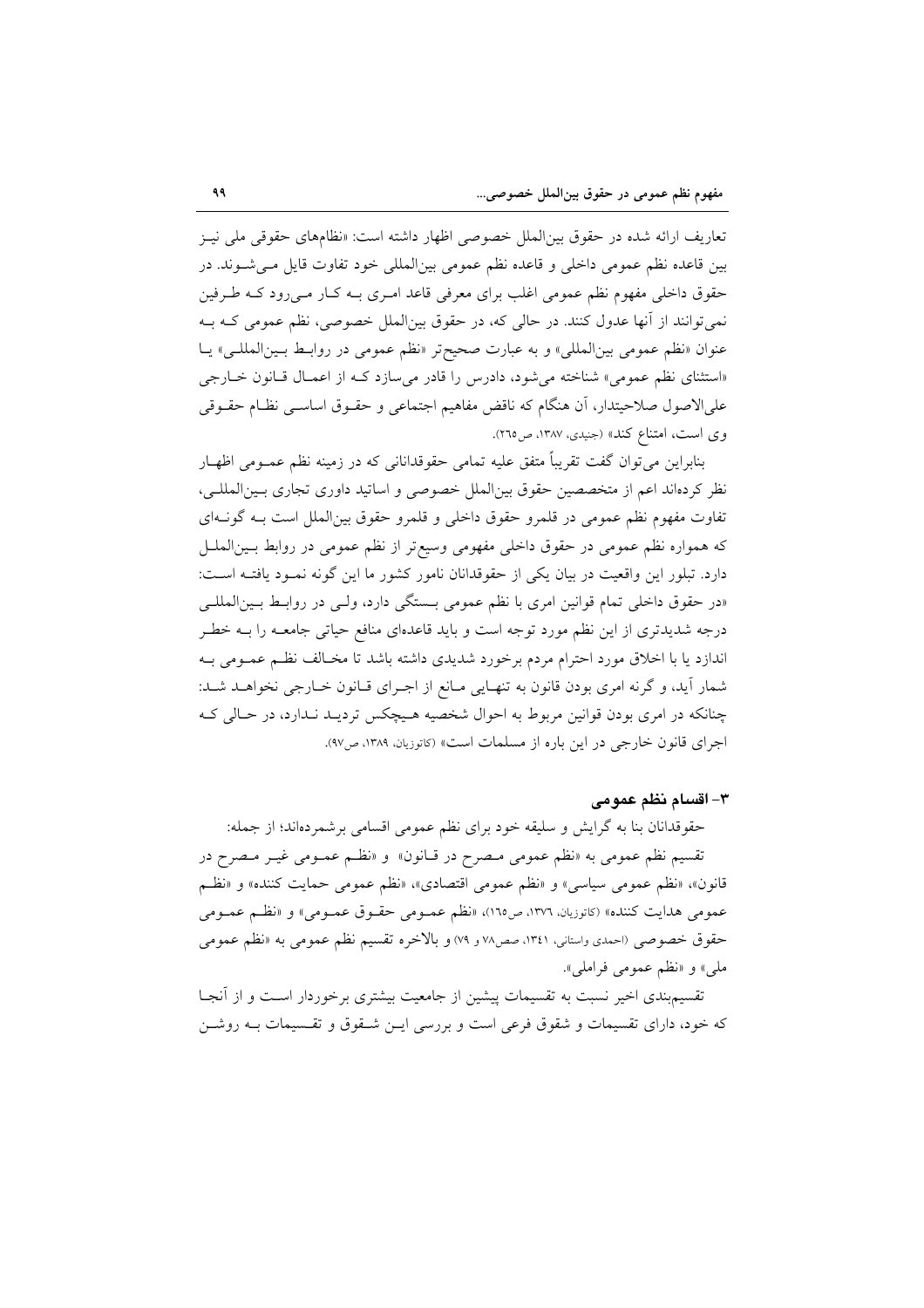تعاریف ارائه شده در حقوق بین‌الملل خصوصی اظهار داشته است: «نظام‌های حقوقی ملی نیز بین قاعده نظم عمومی داخلی و قاعده نظم عمومی بین‌المللی خود تفاوت قایل می‌شوند. در حقوق داخلی مفهوم نظم عمومی اغلب برای معرفی قاعد امری به کار می‌رود که طرفین نمی‌توانند از آنها عدول کنند. در حالی که، در حقوق بین‌الملل خصوصی، نظم عمومی که به عنوان «نظم عمومی بین‌المللی» و به عبارت صحیح‌تر «نظم عمومی در روابط بین‌المللی» یا «استثنای نظم عمومی» شناخته می‌شود، دادرس را قادر می‌سازد که از اعمال قانون خارجی علی‌الاصول صلاحیتدار، آن هنگام که ناقض مفاهیم اجتماعی و حقوق اساسی نظام حقوقی وی است، امتناع کند» (جنیدی، ۱۳۸۷، ص۲۶۵).

بنابراین می‌توان گفت تقریباً متفق علیه تمامی حقوقدانانی که در زمینه نظم عمومی اظهار نظر کرده‌اند اعم از متخصصین حقوق بین‌الملل خصوصی و اساتید داوری تجاری بین‌المللی، تفاوت مفهوم نظم عمومی در قلمرو حقوق داخلی و قلمرو حقوق بین‌الملل است به گونه‌ای که همواره نظم عمومی در حقوق داخلی مفهومی وسیع‌تر از نظم عمومی در روابط بین‌الملل دارد. تبلور این واقعیت در بیان یکی از حقوقدانان نامور کشور ما این گونه نمود یافته است: «در حقوق داخلی تمام قوانین امری با نظم عمومی بستگی دارد، ولی در روابط بین‌المللی درجه شدیدتری از این نظم مورد توجه است و باید قاعده‌ای منافع حیاتی جامعه را به خطر اندازد یا با اخلاق مورد احترام مردم برخورد شدیدی داشته باشد تا مخالف نظم عمومی به شمار آید، و گرنه امری بودن قانون به تنهایی مانع از اجرای قانون خارجی نخواهد شد: چنانکه در امری بودن قوانین مربوط به احوال شخصیه هیچکس تردید ندارد، در حالی که اجرای قانون خارجی در این باره از مسلمات است» (کاتوزیان، ۱۳۸۹، ص۹۷).

### ۳- اقسام نظم عمومی

حقوقدانان بنا به گرایش و سلیقه خود برای نظم عمومی اقسامی برشمرده‌اند؛ از جمله:

تقسیم نظم عمومی به «نظم عمومی مصرح در قانون» و «نظم عمومی غیر مصرح در قانون»، «نظم عمومی سیاسی» و «نظم عمومی اقتصادی»، «نظم عمومی حمایت کننده» و «نظم عمومی هدایت کننده» (کاتوزیان، ۱۳۷۶، ص۱۶۵)، «نظم عمومی حقوق عمومی» و «نظم عمومی حقوق خصوصی (احمدی واستانی، ۱۳۴۱، صص۷۸ و ۷۹) و بالاخره تقسیم نظم عمومی به «نظم عمومی ملی» و «نظم عمومی فراملی».

تقسیم‌بندی اخیر نسبت به تقسیمات پیشین از جامعیت بیشتری برخوردار است و از آنجا که خود، دارای تقسیمات و شقوق فرعی است و بررسی این شقوق و تقسیمات به روشن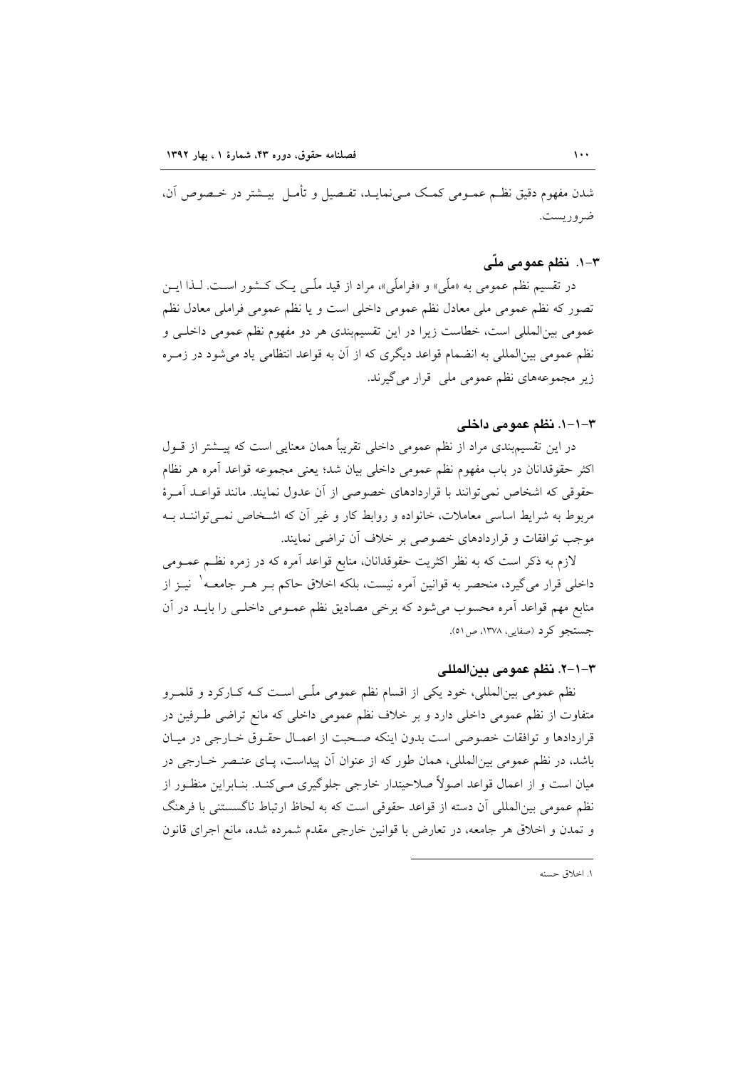شدن مفهوم دقیق نظـم عمـومی کمـک مـی‌نمایـد، تفـصیل و تأمـل بیـشتر در خـصوص آن، ضروریست.

### ۳-۱. نظم عمومی ملّی

در تقسیم نظم عمومی به «ملّی» و «فراملّی»، مراد از قید ملّـی یـک کـشور اسـت. لـذا ایـن تصور که نظم عمومی ملی معادل نظم عمومی داخلی است و یا نظم عمومی فراملی معادل نظم عمومی بین‌المللی است، خطاست زیرا در این تقسیم‌بندی هر دو مفهوم نظم عمومی داخلـی و نظم عمومی بین‌المللی به انضمام قواعد دیگری که از آن به قواعد انتظامی یاد می‌شود در زمـره زیر مجموعه‌های نظم عمومی ملی قرار می‌گیرند.

#### ۳-۱-۱. نظم عمومی داخلی

در این تقسیم‌بندی مراد از نظم عمومی داخلی تقریباً همان معنایی است که پیـشتر از قـول اکثر حقوقدانان در باب مفهوم نظم عمومی داخلی بیان شد؛ یعنی مجموعه قواعد آمره هر نظام حقوقی که اشخاص نمی‌توانند با قراردادهای خصوصی از آن عدول نمایند. مانند قواعـد آمـرهٔ مربوط به شرایط اساسی معاملات، خانواده و روابط کار و غیر آن که اشـخاص نمـی‌تواننـد بـه موجب توافقات و قراردادهای خصوصی بر خلاف آن تراضی نمایند.

لازم به ذکر است که به نظر اکثریت حقوقدانان، منابع قواعد آمره که در زمره نظـم عمـومی داخلی قرار می‌گیرد، منحصر به قوانین آمره نیست، بلکه اخلاق حاکم بـر هـر جامعـه[1] نیـز از منابع مهم قواعد آمره محسوب می‌شود که برخی مصادیق نظم عمـومی داخلـی را بایـد در آن جستجو کرد (صفایی، ۱۳۷۸، ص۵۱).

#### ۳-۱-۲. نظم عمومی بین‌المللی

نظم عمومی بین‌المللی، خود یکی از اقسام نظم عمومی ملّـی اسـت کـه کـارکرد و قلمـرو متفاوت از نظم عمومی داخلی دارد و بر خلاف نظم عمومی داخلی که مانع تراضی طـرفین در قراردادها و توافقات خصوصی است بدون اینکه صـحبت از اعمـال حقـوق خـارجی در میـان باشد، در نظم عمومی بین‌المللی، همان طور که از عنوان آن پیداست، پـای عنـصر خـارجی در میان است و از اعمال قواعد اصولاً صلاحیتدار خارجی جلوگیری مـی‌کنـد. بنـابراین منظـور از نظم عمومی بین‌المللی آن دسته از قواعد حقوقی است که به لحاظ ارتباط ناگسستنی با فرهنگ و تمدن و اخلاق هر جامعه، در تعارض با قوانین خارجی مقدم شمرده شده، مانع اجرای قانون

---

[1] اخلاق حسنه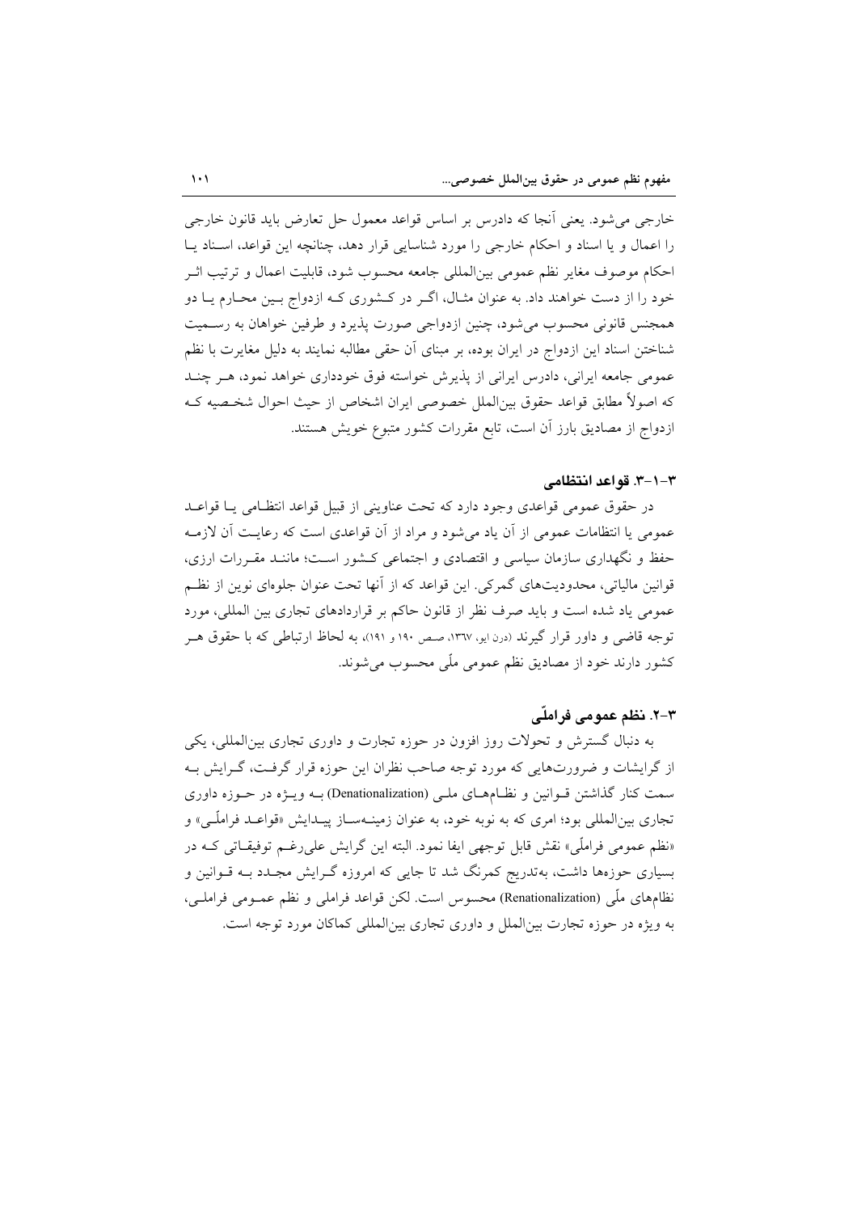خارجی می‌شود. یعنی آنجا که دادرس بر اساس قواعد معمول حل تعارض باید قانون خارجی را اعمال و یا اسناد و احکام خارجی را مورد شناسایی قرار دهد، چنانچه این قواعد، اسناد یا احکام موصوف مغایر نظم عمومی بین‌المللی جامعه محسوب شود، قابلیت اعمال و ترتیب اثر خود را از دست خواهند داد. به عنوان مثال، اگر در کشوری که ازدواج بین محارم یا دو همجنس قانونی محسوب می‌شود، چنین ازدواجی صورت پذیرد و طرفین خواهان به رسمیت شناختن اسناد این ازدواج در ایران بوده، بر مبنای آن حقی مطالبه نمایند به دلیل مغایرت با نظم عمومی جامعه ایرانی، دادرس ایرانی از پذیرش خواسته فوق خودداری خواهد نمود، هر چند که اصولاً مطابق قواعد حقوق بین‌الملل خصوصی ایران اشخاص از حیث احوال شخصیه که ازدواج از مصادیق بارز آن است، تابع مقررات کشور متبوع خویش هستند.

#### ۳-۱-۳. قواعد انتظامی

در حقوق عمومی قواعدی وجود دارد که تحت عناوینی از قبیل قواعد انتظامی یا قواعد عمومی یا انتظامات عمومی از آن یاد می‌شود و مراد از آن قواعدی است که رعایت آن لازمه حفظ و نگهداری سازمان سیاسی و اقتصادی و اجتماعی کشور است؛ مانند مقررات ارزی، قوانین مالیاتی، محدودیت‌های گمرکی. این قواعد که از آنها تحت عنوان جلوه‌ای نوین از نظم عمومی یاد شده است و باید صرف نظر از قانون حاکم بر قراردادهای تجاری بین المللی، مورد توجه قاضی و داور قرار گیرند (درن ایو، ۱۳۶۷، صص ۱۹۰ و ۱۹۱)، به لحاظ ارتباطی که با حقوق هر کشور دارند خود از مصادیق نظم عمومی ملّی محسوب می‌شوند.

### ۳-۲. نظم عمومی فراملّی

به دنبال گسترش و تحولات روز افزون در حوزه تجارت و داوری تجاری بین‌المللی، یکی از گرایشات و ضرورت‌هایی که مورد توجه صاحب نظران این حوزه قرار گرفت، گرایش به سمت کنار گذاشتن قوانین و نظام‌های ملی (Denationalization) به ویژه در حوزه داوری تجاری بین‌المللی بود؛ امری که به نوبه خود، به عنوان زمینه‌ساز پیدایش «قواعد فراملّی» و «نظم عمومی فراملّی» نقش قابل توجهی ایفا نمود. البته این گرایش علی‌رغم توفیقاتی که در بسیاری حوزه‌ها داشت، به‌تدریج کمرنگ شد تا جایی که امروزه گرایش مجدد به قوانین و نظام‌های ملّی (Renationalization) محسوس است. لکن قواعد فراملی و نظم عمومی فراملی، به ویژه در حوزه تجارت بین‌الملل و داوری تجاری بین‌المللی کماکان مورد توجه است.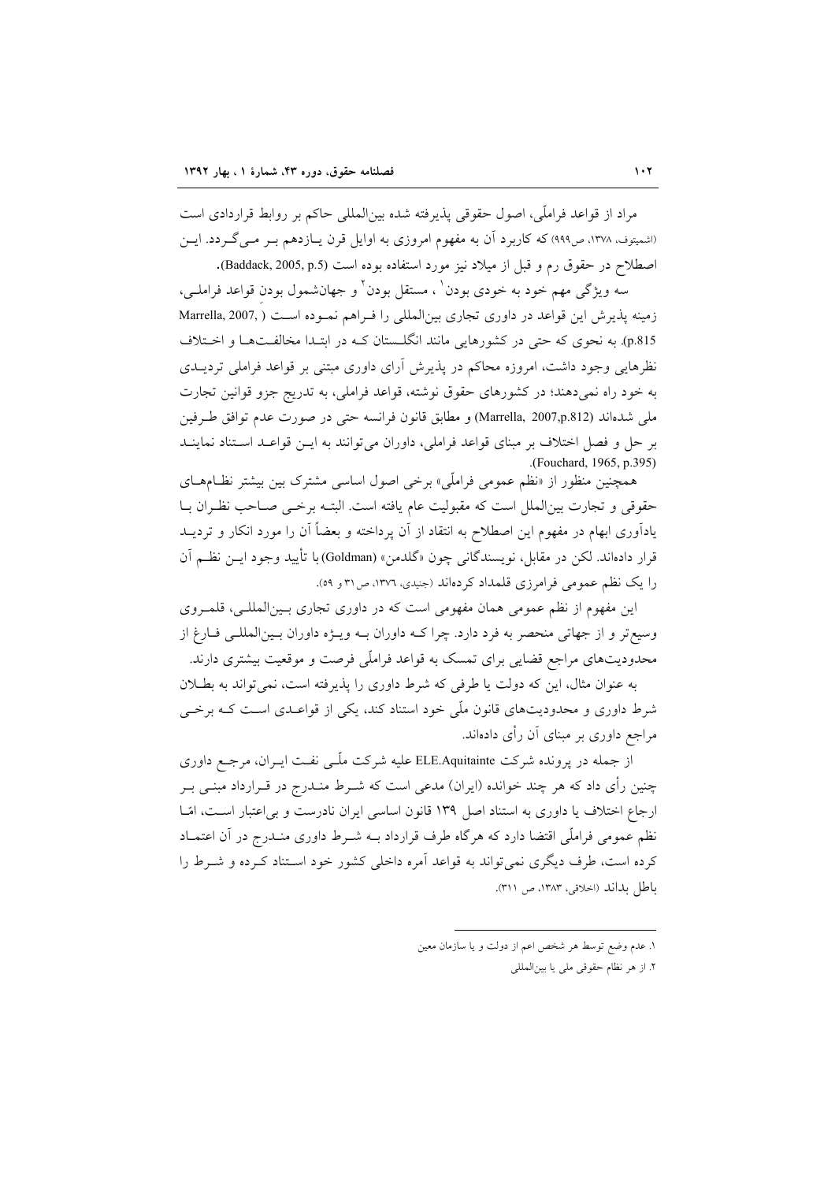مراد از قواعد فراملّی، اصول حقوقی پذیرفته شده بین‌المللی حاکم بر روابط قراردادی است (اشمیتوف، ۱۳۷۸، ص۹۹۹) که کاربرد آن به مفهوم امروزی به اوایل قرن یازدهم بر می‌گردد. این اصطلاح در حقوق رم و قبل از میلاد نیز مورد استفاده بوده است (Baddack, 2005, p.5).

سه ویژگی مهم خود به خودی بودن[1]، مستقل بودن[2] و جهان‌شمول بودن قواعد فراملی، زمینه پذیرش این قواعد در داوری تجاری بین‌المللی را فراهم نموده است (Marrella, 2007, p.815). به نحوی که حتی در کشورهایی مانند انگلستان که در ابتدا مخالفت‌ها و اختلاف نظرهایی وجود داشت، امروزه محاکم در پذیرش آرای داوری مبتنی بر قواعد فراملی تردیدی به خود راه نمی‌دهند؛ در کشورهای حقوق نوشته، قواعد فراملی، به تدریج جزو قوانین تجارت ملی شده‌اند (Marrella, 2007,p.812) و مطابق قانون فرانسه حتی در صورت عدم توافق طرفین بر حل و فصل اختلاف بر مبنای قواعد فراملی، داوران می‌توانند به این قواعد استناد نمایند (Fouchard, 1965, p.395).

همچنین منظور از «نظم عمومی فراملّی» برخی اصول اساسی مشترک بین بیشتر نظام‌های حقوقی و تجارت بین‌الملل است که مقبولیت عام یافته است. البته برخی صاحب نظران با یادآوری ابهام در مفهوم این اصطلاح به انتقاد از آن پرداخته و بعضاً آن را مورد انکار و تردید قرار داده‌اند. لکن در مقابل، نویسندگانی چون «گلدمن» (Goldman) با تأیید وجود این نظم آن را یک نظم عمومی فرامرزی قلمداد کرده‌اند (جنیدی، ۱۳۷۶، ص۳۱ و ۵۹).

این مفهوم از نظم عمومی همان مفهومی است که در داوری تجاری بین‌المللی، قلمروی وسیع‌تر و از جهاتی منحصر به فرد دارد. چرا که داوران به ویژه داوران بین‌المللی فارغ از محدودیت‌های مراجع قضایی برای تمسک به قواعد فراملّی فرصت و موقعیت بیشتری دارند.

به عنوان مثال، این که دولت یا طرفی که شرط داوری را پذیرفته است، نمی‌تواند به بطلان شرط داوری و محدودیت‌های قانون ملّی خود استناد کند، یکی از قواعدی است که برخی مراجع داوری بر مبنای آن رأی داده‌اند.

از جمله در پرونده شرکت ELE.Aquitainte علیه شرکت ملّی نفت ایران، مرجع داوری چنین رأی داد که هر چند خوانده (ایران) مدعی است که شرط مندرج در قرارداد مبنی بر ارجاع اختلاف یا داوری به استناد اصل ۱۳۹ قانون اساسی ایران نادرست و بی‌اعتبار است، امّا نظم عمومی فراملّی اقتضا دارد که هرگاه طرف قرارداد به شرط داوری مندرج در آن اعتماد کرده است، طرف دیگری نمی‌تواند به قواعد آمره داخلی کشور خود استناد کرده و شرط را باطل بداند (اخلاقی، ۱۳۸۳، ص ۳۱۱).

---

۱. عدم وضع توسط هر شخص اعم از دولت و یا سازمان معین

۲. از هر نظام حقوقی ملی یا بین‌المللی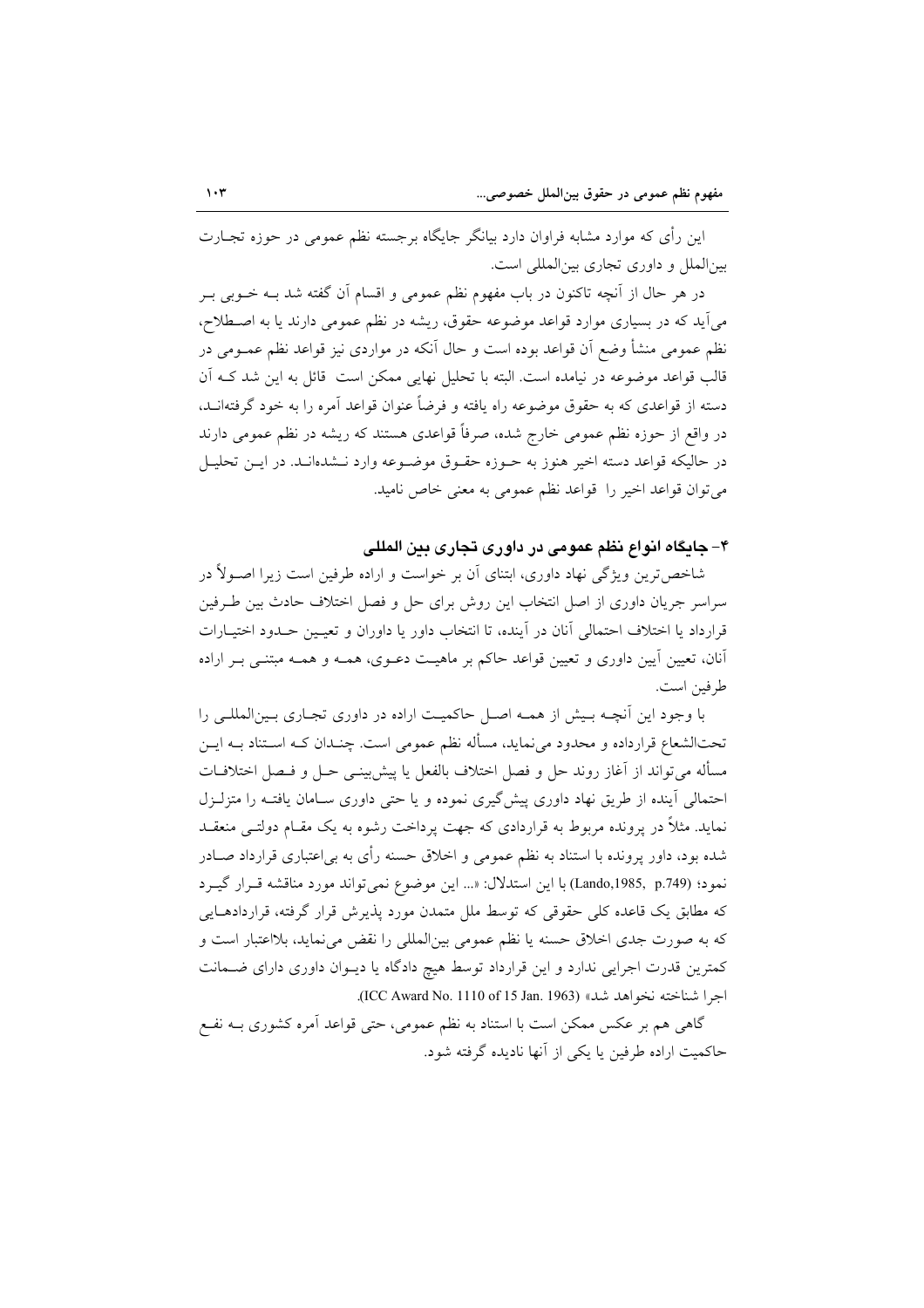این رأی که موارد مشابه فراوان دارد بیانگر جایگاه برجسته نظم عمومی در حوزه تجارت بین‌الملل و داوری تجاری بین‌المللی است.

در هر حال از آنچه تاکنون در باب مفهوم نظم عمومی و اقسام آن گفته شد به خوبی بر می‌آید که در بسیاری موارد قواعد موضوعه حقوق، ریشه در نظم عمومی دارند یا به اصطلاح، نظم عمومی منشأ وضع آن قواعد بوده است و حال آنکه در مواردی نیز قواعد نظم عمومی در قالب قواعد موضوعه در نیامده است. البته با تحلیل نهایی ممکن است قائل به این شد که آن دسته از قواعدی که به حقوق موضوعه راه یافته و فرضاً عنوان قواعد آمره را به خود گرفته‌اند، در واقع از حوزه نظم عمومی خارج شده، صرفاً قواعدی هستند که ریشه در نظم عمومی دارند در حالیکه قواعد دسته اخیر هنوز به حوزه حقوق موضوعه وارد نشده‌اند. در این تحلیل می‌توان قواعد اخیر را قواعد نظم عمومی به معنی خاص نامید.

## ۴- جایگاه انواع نظم عمومی در داوری تجاری بین المللی

شاخص‌ترین ویژگی نهاد داوری، ابتنای آن بر خواست و اراده طرفین است زیرا اصولاً در سراسر جریان داوری از اصل انتخاب این روش برای حل و فصل اختلاف حادث بین طرفین قرارداد یا اختلاف احتمالی آنان در آینده، تا انتخاب داور یا داوران و تعیین حدود اختیارات آنان، تعیین آیین داوری و تعیین قواعد حاکم بر ماهیت دعوی، همه و همه مبتنی بر اراده طرفین است.

با وجود این آنچه بیش از همه اصل حاکمیت اراده در داوری تجاری بین‌المللی را تحت‌الشعاع قرارداده و محدود می‌نماید، مسأله نظم عمومی است. چندان که استناد به این مسأله می‌تواند از آغاز روند حل و فصل اختلاف بالفعل یا پیش‌بینی حل و فصل اختلافات احتمالی آینده از طریق نهاد داوری پیش‌گیری نموده و یا حتی داوری سامان یافته را متزلزل نماید. مثلاً در پرونده مربوط به قراردادی که جهت پرداخت رشوه به یک مقام دولتی منعقد شده بود، داور پرونده با استناد به نظم عمومی و اخلاق حسنه رأی به بی‌اعتباری قرارداد صادر نمود؛ (Lando,1985, p.749) با این استدلال: «... این موضوع نمی‌تواند مورد مناقشه قرار گیرد که مطابق یک قاعده کلی حقوقی که توسط ملل متمدن مورد پذیرش قرار گرفته، قراردادهایی که به صورت جدی اخلاق حسنه یا نظم عمومی بین‌المللی را نقض می‌نماید، بلااعتبار است و کمترین قدرت اجرایی ندارد و این قرارداد توسط هیچ دادگاه یا دیوان داوری دارای ضمانت اجرا شناخته نخواهد شد» (ICC Award No. 1110 of 15 Jan. 1963).

گاهی هم بر عکس ممکن است با استناد به نظم عمومی، حتی قواعد آمره کشوری به نفع حاکمیت اراده طرفین یا یکی از آنها نادیده گرفته شود.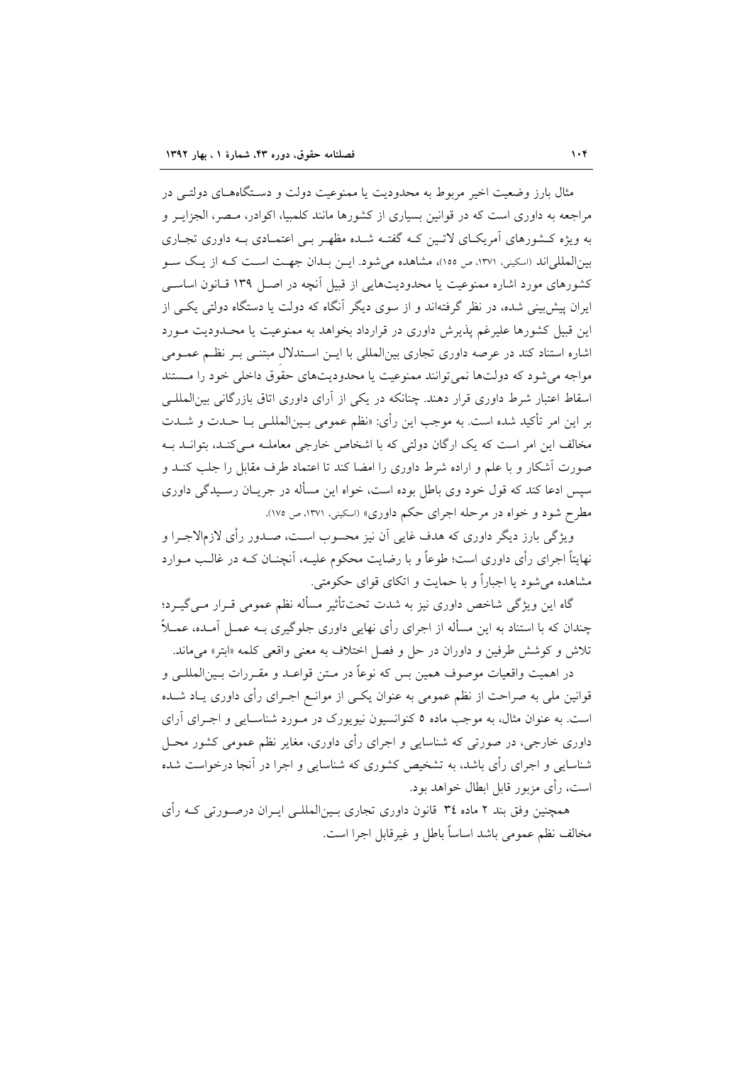مثال بارز وضعیت اخیر مربوط به محدودیت یا ممنوعیت دولت و دستگاه‌های دولتی در مراجعه به داوری است که در قوانین بسیاری از کشورها مانند کلمبیا، اکوادر، مصر، الجزایر و به ویژه کشورهای آمریکای لاتین که گفته شده مظهر بی اعتمادی به داوری تجاری بین‌المللی‌اند (اسکینی، ۱۳۷۱، ص ۱۵۵)، مشاهده می‌شود. این بدان جهت است که از یک سو کشورهای مورد اشاره ممنوعیت یا محدودیت‌هایی از قبیل آنچه در اصل ۱۳۹ قانون اساسی ایران پیش‌بینی شده، در نظر گرفته‌اند و از سوی دیگر آنگاه که دولت یا دستگاه دولتی یکی از این قبیل کشورها علیرغم پذیرش داوری در قرارداد بخواهد به ممنوعیت یا محدودیت مورد اشاره استناد کند در عرصه داوری تجاری بین‌المللی با این استدلال مبتنی بر نظم عمومی مواجه می‌شود که دولت‌ها نمی‌توانند ممنوعیت یا محدودیت‌های حقوق داخلی خود را مستند اسقاط اعتبار شرط داوری قرار دهند. چنانکه در یکی از آرای داوری اتاق بازرگانی بین‌المللی بر این امر تأکید شده است. به موجب این رأی: «نظم عمومی بین‌المللی با حدت و شدت مخالف این امر است که یک ارگان دولتی که با اشخاص خارجی معامله می‌کند، بتواند به صورت آشکار و با علم و اراده شرط داوری را امضا کند تا اعتماد طرف مقابل را جلب کند و سپس ادعا کند که قول خود وی باطل بوده است، خواه این مسأله در جریان رسیدگی داوری مطرح شود و خواه در مرحله اجرای حکم داوری» (اسکینی، ۱۳۷۱، ص ۱۷۵).

ویژگی بارز دیگر داوری که هدف غایی آن نیز محسوب است، صدور رأی لازم‌الاجرا و نهایتاً اجرای رأی داوری است؛ طوعاً و با رضایت محکوم علیه، آنچنان که در غالب موارد مشاهده می‌شود یا اجباراً و با حمایت و اتکای قوای حکومتی.

گاه این ویژگی شاخص داوری نیز به شدت تحت‌تأثیر مسأله نظم عمومی قرار می‌گیرد؛ چندان که با استناد به این مسأله از اجرای رأی نهایی داوری جلوگیری به عمل آمده، عملاً تلاش و کوشش طرفین و داوران در حل و فصل اختلاف به معنی واقعی کلمه «ابتر» می‌ماند.

در اهمیت واقعیات موصوف همین بس که نوعاً در متن قواعد و مقررات بین‌المللی و قوانین ملی به صراحت از نظم عمومی به عنوان یکی از موانع اجرای رأی داوری یاد شده است. به عنوان مثال، به موجب ماده ۵ کنوانسیون نیویورک در مورد شناسایی و اجرای آرای داوری خارجی، در صورتی که شناسایی و اجرای رأی داوری، مغایر نظم عمومی کشور محل شناسایی و اجرای رأی باشد، به تشخیص کشوری که شناسایی و اجرا در آنجا درخواست شده است، رأی مزبور قابل ابطال خواهد بود.

همچنین وفق بند ۲ ماده ۳۴ قانون داوری تجاری بین‌المللی ایران درصورتی که رأی مخالف نظم عمومی باشد اساساً باطل و غیرقابل اجرا است.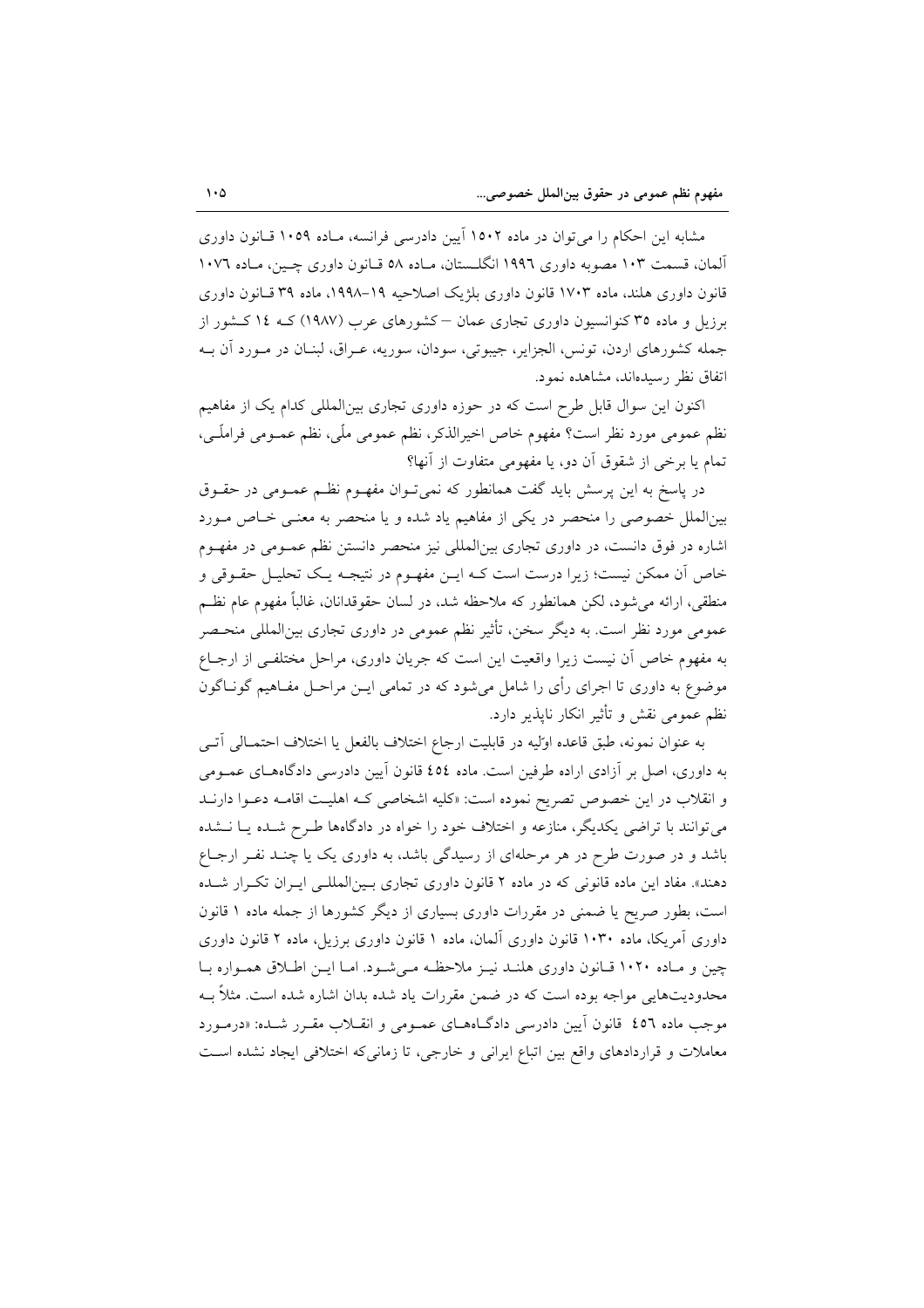مشابه این احکام را می‌توان در ماده ۱۵۰۲ آیین دادرسی فرانسه، ماده ۱۰۵۹ قانون داوری آلمان، قسمت ۱۰۳ مصوبه داوری ۱۹۹۶ انگلستان، ماده ۵۸ قانون داوری چین، ماده ۱۰۷۶ قانون داوری هلند، ماده ۱۷۰۳ قانون داوری بلژیک اصلاحیه ۱۹–۱۹۹۸، ماده ۳۹ قانون داوری برزیل و ماده ۳۵ کنوانسیون داوری تجاری عمان – کشورهای عرب (۱۹۸۷) که ۱٤ کشور از جمله کشورهای اردن، تونس، الجزایر، جیبوتی، سودان، سوریه، عراق، لبنان در مورد آن به اتفاق نظر رسیده‌اند، مشاهده نمود.

اکنون این سوال قابل طرح است که در حوزه داوری تجاری بین‌المللی کدام یک از مفاهیم نظم عمومی مورد نظر است؟ مفهوم خاص اخیرالذکر، نظم عمومی ملّی، نظم عمومی فراملّی، تمام یا برخی از شقوق آن دو، یا مفهومی متفاوت از آنها؟

در پاسخ به این پرسش باید گفت همانطور که نمی‌توان مفهوم نظم عمومی در حقوق بین‌الملل خصوصی را منحصر در یکی از مفاهیم یاد شده و یا منحصر به معنی خاص مورد اشاره در فوق دانست، در داوری تجاری بین‌المللی نیز منحصر دانستن نظم عمومی در مفهوم خاص آن ممکن نیست؛ زیرا درست است که این مفهوم در نتیجه یک تحلیل حقوقی و منطقی، ارائه می‌شود، لکن همانطور که ملاحظه شد، در لسان حقوقدانان، غالباً مفهوم عام نظم عمومی مورد نظر است. به دیگر سخن، تأثیر نظم عمومی در داوری تجاری بین‌المللی منحصر به مفهوم خاص آن نیست زیرا واقعیت این است که جریان داوری، مراحل مختلفی از ارجاع موضوع به داوری تا اجرای رأی را شامل می‌شود که در تمامی این مراحل مفاهیم گوناگون نظم عمومی نقش و تأثیر انکار ناپذیر دارد.

به عنوان نمونه، طبق قاعده اوّلیه در قابلیت ارجاع اختلاف بالفعل یا اختلاف احتمالی آتی به داوری، اصل بر آزادی اراده طرفین است. ماده ٤٥٤ قانون آیین دادرسی دادگاه‌های عمومی و انقلاب در این خصوص تصریح نموده است: «کلیه اشخاصی که اهلیت اقامه دعوا دارند می‌توانند با تراضی یکدیگر، منازعه و اختلاف خود را خواه در دادگاه‌ها طرح شده یا نشده باشد و در صورت طرح در هر مرحله‌ای از رسیدگی باشد، به داوری یک یا چند نفر ارجاع دهند». مفاد این ماده قانونی که در ماده ۲ قانون داوری تجاری بین‌المللی ایران تکرار شده است، بطور صریح یا ضمنی در مقررات داوری بسیاری از دیگر کشورها از جمله ماده ۱ قانون داوری آمریکا، ماده ۱۰۳۰ قانون داوری آلمان، ماده ۱ قانون داوری برزیل، ماده ۲ قانون داوری چین و ماده ۱۰۲۰ قانون داوری هلند نیز ملاحظه می‌شود. اما این اطلاق همواره با محدودیت‌هایی مواجه بوده است که در ضمن مقررات یاد شده بدان اشاره شده است. مثلاً به موجب ماده ٤٥٦ قانون آیین دادرسی دادگاه‌های عمومی و انقلاب مقرر شده: «درمورد معاملات و قراردادهای واقع بین اتباع ایرانی و خارجی، تا زمانی‌که اختلافی ایجاد نشده است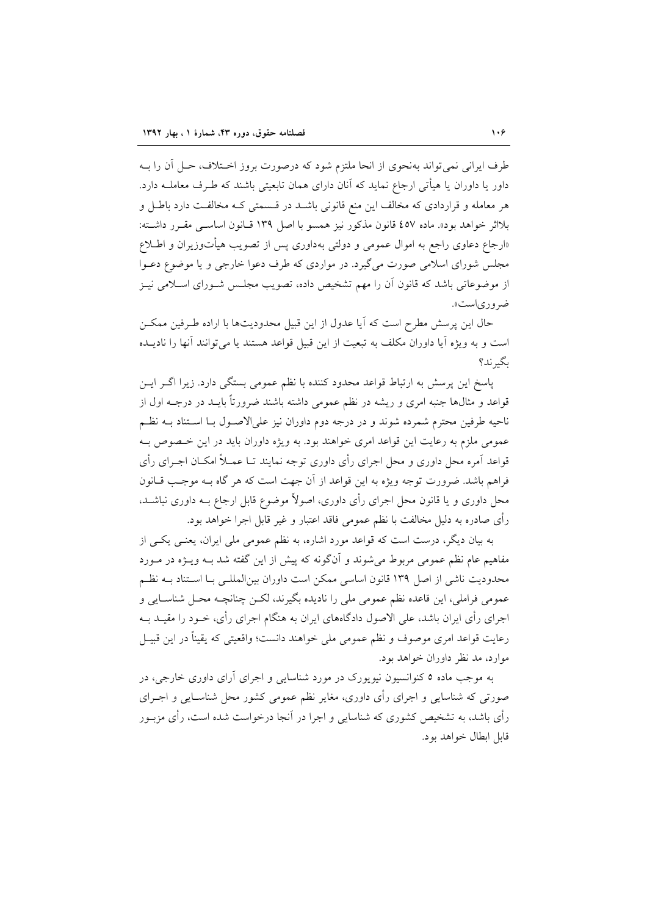طرف ایرانی نمی‌تواند به‌نحوی از انحا ملتزم شود که درصورت بروز اختلاف، حل آن را به داور یا داوران یا هیأتی ارجاع نماید که آنان دارای همان تابعیتی باشند که طرف معامله دارد. هر معامله و قراردادی که مخالف این منع قانونی باشد در قسمتی که مخالفت دارد باطل و بلااثر خواهد بود». ماده ٤٥٧ قانون مذکور نیز همسو با اصل ١٣٩ قانون اساسی مقرر داشته: «ارجاع دعاوی راجع به اموال عمومی و دولتی به‌داوری پس از تصویب هیأت‌وزیران و اطلاع مجلس شورای اسلامی صورت می‌گیرد. در مواردی که طرف دعوا خارجی و یا موضوع دعوا از موضوعاتی باشد که قانون آن را مهم تشخیص داده، تصویب مجلس شورای اسلامی نیز ضروری‌است».

حال این پرسش مطرح است که آیا عدول از این قبیل محدودیت‌ها با اراده طرفین ممکن است و به ویژه آیا داوران مکلف به تبعیت از این قبیل قواعد هستند یا می‌توانند آنها را نادیده بگیرند؟

پاسخ این پرسش به ارتباط قواعد محدود کننده با نظم عمومی بستگی دارد. زیرا اگر این قواعد و مثال‌ها جنبه امری و ریشه در نظم عمومی داشته باشند ضرورتاً باید در درجه اول از ناحیه طرفین محترم شمرده شوند و در درجه دوم داوران نیز علی‌الاصول با استناد به نظم عمومی ملزم به رعایت این قواعد امری خواهند بود. به ویژه داوران باید در این خصوص به قواعد آمره محل داوری و محل اجرای رأی داوری توجه نمایند تا عملاً امکان اجرای رأی فراهم باشد. ضرورت توجه ویژه به این قواعد از آن جهت است که هر گاه به موجب قانون محل داوری و یا قانون محل اجرای رأی داوری، اصولاً موضوع قابل ارجاع به داوری نباشد، رأی صادره به دلیل مخالفت با نظم عمومی فاقد اعتبار و غیر قابل اجرا خواهد بود.

به بیان دیگر، درست است که قواعد مورد اشاره، به نظم عمومی ملی ایران، یعنی یکی از مفاهیم عام نظم عمومی مربوط می‌شوند و آن‌گونه که پیش از این گفته شد به ویژه در مورد محدودیت ناشی از اصل ١٣٩ قانون اساسی ممکن است داوران بین‌المللی با استناد به نظم عمومی فراملی، این قاعده نظم عمومی ملی را نادیده بگیرند، لکن چنانچه محل شناسایی و اجرای رأی ایران باشد، علی الاصول دادگاه‌های ایران به هنگام اجرای رأی، خود را مقید به رعایت قواعد امری موصوف و نظم عمومی ملی خواهند دانست؛ واقعیتی که یقیناً در این قبیل موارد، مد نظر داوران خواهد بود.

به موجب ماده ٥ کنوانسیون نیویورک در مورد شناسایی و اجرای آرای داوری خارجی، در صورتی که شناسایی و اجرای رأی داوری، مغایر نظم عمومی کشور محل شناسایی و اجرای رأی باشد، به تشخیص کشوری که شناسایی و اجرا در آنجا درخواست شده است، رأی مزبور قابل ابطال خواهد بود.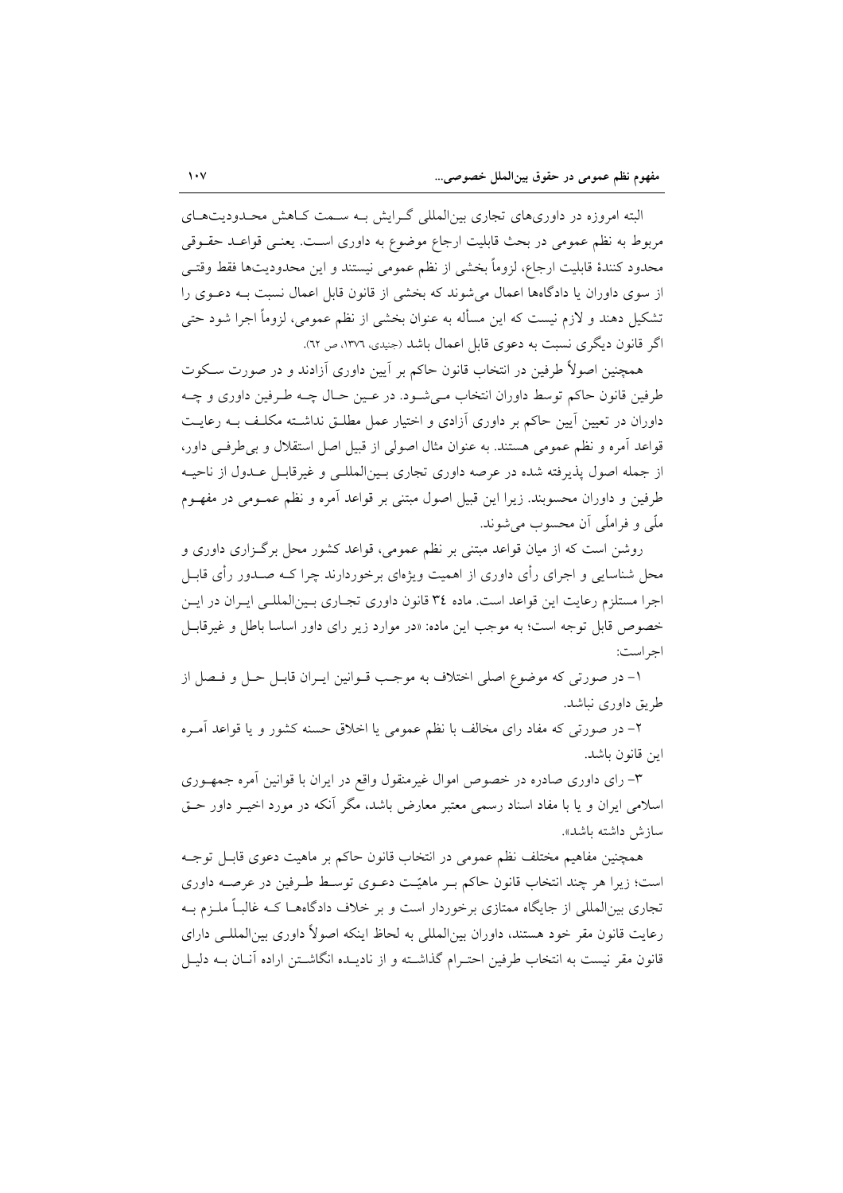البته امروزه در داوری‌های تجاری بین‌المللی گرایش بـه سـمت کـاهش محـدودیت‌هـای مربوط به نظم عمومی در بحث قابلیت ارجاع موضوع به داوری اسـت. یعنـی قواعـد حقـوقی محدود کنندهٔ قابلیت ارجاع، لزوماً بخشی از نظم عمومی نیستند و این محدودیت‌ها فقط وقتـی از سوی داوران یا دادگاه‌ها اعمال می‌شوند که بخشی از قانون قابل اعمال نسبت بـه دعـوی را تشکیل دهند و لازم نیست که این مسأله به عنوان بخشی از نظم عمومی، لزوماً اجرا شود حتی اگر قانون دیگری نسبت به دعوی قابل اعمال باشد (جنیدی، ۱۳۷۶، ص ٦٢).

همچنین اصولاً طرفین در انتخاب قانون حاکم بر آیین داوری آزادند و در صورت سـکوت طرفین قانون حاکم توسط داوران انتخاب مـی‌شـود. در عـین حـال چـه طـرفین داوری و چـه داوران در تعیین آیین حاکم بر داوری آزادی و اختیار عمل مطلـق نداشـته مکلـف بـه رعایـت قواعد آمره و نظم عمومی هستند. به عنوان مثال اصولی از قبیل اصل استقلال و بی‌طرفـی داور، از جمله اصول پذیرفته شده در عرصه داوری تجاری بـین‌المللـی و غیرقابـل عـدول از ناحیـه طرفین و داوران محسوبند. زیرا این قبیل اصول مبتنی بر قواعد آمره و نظم عمـومی در مفهـوم ملّی و فراملّی آن محسوب می‌شوند.

روشن است که از میان قواعد مبتنی بر نظم عمومی، قواعد کشور محل برگـزاری داوری و محل شناسایی و اجرای رأی داوری از اهمیت ویژه‌ای برخوردارند چرا کـه صـدور رأی قابـل اجرا مستلزم رعایت این قواعد است. ماده ٣٤ قانون داوری تجـاری بـین‌المللـی ایـران در ایـن خصوص قابل توجه است؛ به موجب این ماده: «در موارد زیر رای داور اساسا باطل و غیرقابـل اجراست:

١- در صورتی که موضوع اصلی اختلاف به موجـب قـوانین ایـران قابـل حـل و فـصل از طریق داوری نباشد.

٢- در صورتی که مفاد رای مخالف با نظم عمومی یا اخلاق حسنه کشور و یا قواعد آمـره این قانون باشد.

٣- رای داوری صادره در خصوص اموال غیرمنقول واقع در ایران با قوانین آمره جمهـوری اسلامی ایران و یا با مفاد اسناد رسمی معتبر معارض باشد، مگر آنکه در مورد اخیـر داور حـق سازش داشته باشد».

همچنین مفاهیم مختلف نظم عمومی در انتخاب قانون حاکم بر ماهیت دعوی قابـل توجـه است؛ زیرا هر چند انتخاب قانون حاکم بـر ماهیّـت دعـوی توسـط طـرفین در عرصـه داوری تجاری بین‌المللی از جایگاه ممتازی برخوردار است و بر خلاف دادگاه‌هـا کـه غالبـاً ملـزم بـه رعایت قانون مقر خود هستند، داوران بین‌المللی به لحاظ اینکه اصولاً داوری بین‌المللـی دارای قانون مقر نیست به انتخاب طرفین احتـرام گذاشـته و از نادیـده انگاشـتن اراده آنـان بـه دلیـل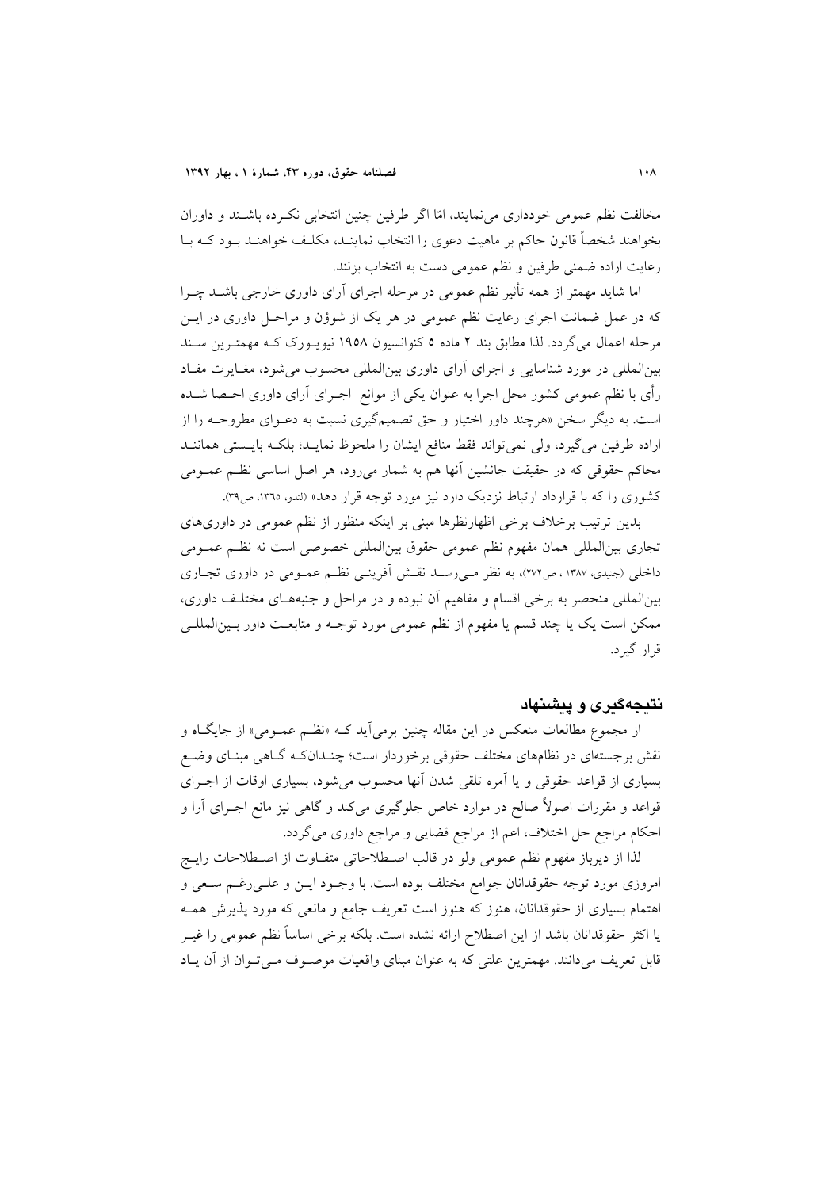مخالفت نظم عمومی خودداری می‌نمایند، امّا اگر طرفین چنین انتخابی نکرده باشند و داوران بخواهند شخصاً قانون حاکم بر ماهیت دعوی را انتخاب نمایند، مکلف خواهند بود که با رعایت اراده ضمنی طرفین و نظم عمومی دست به انتخاب بزنند.

اما شاید مهمتر از همه تأثیر نظم عمومی در مرحله اجرای آرای داوری خارجی باشد چرا که در عمل ضمانت اجرای رعایت نظم عمومی در هر یک از شوؤن و مراحل داوری در این مرحله اعمال می‌گردد. لذا مطابق بند ۲ ماده ۵ کنوانسیون ۱۹۵۸ نیویورک که مهمترین سند بین‌المللی در مورد شناسایی و اجرای آرای داوری بین‌المللی محسوب می‌شود، مغایرت مفاد رأی با نظم عمومی کشور محل اجرا به عنوان یکی از موانع اجرای آرای داوری احصا شده است. به دیگر سخن «هرچند داور اختیار و حق تصمیم‌گیری نسبت به دعوای مطروحه را از اراده طرفین می‌گیرد، ولی نمی‌تواند فقط منافع ایشان را ملحوظ نماید؛ بلکه بایستی همانند محاکم حقوقی که در حقیقت جانشین آنها هم به شمار می‌رود، هر اصل اساسی نظم عمومی کشوری را که با قرارداد ارتباط نزدیک دارد نیز مورد توجه قرار دهد» (لندو، ۱۳٦٥، ص۳۹).

بدین ترتیب برخلاف برخی اظهارنظرها مبنی بر اینکه منظور از نظم عمومی در داوری‌های تجاری بین‌المللی همان مفهوم نظم عمومی حقوق بین‌المللی خصوصی است نه نظم عمومی داخلی (جنیدی، ۱۳۸۷ ، ص۲۷۲)، به نظر می‌رسد نقش آفرینی نظم عمومی در داوری تجاری بین‌المللی منحصر به برخی اقسام و مفاهیم آن نبوده و در مراحل و جنبه‌های مختلف داوری، ممکن است یک یا چند قسم یا مفهوم از نظم عمومی مورد توجه و متابعت داور بین‌المللی قرار گیرد.

## نتیجه‌گیری و پیشنهاد

از مجموع مطالعات منعکس در این مقاله چنین برمی‌آید که «نظم عمومی» از جایگاه و نقش برجسته‌ای در نظامهای مختلف حقوقی برخوردار است؛ چندانکه گاهی مبنای وضع بسیاری از قواعد حقوقی و یا آمره تلقی شدن آنها محسوب می‌شود، بسیاری اوقات از اجرای قواعد و مقررات اصولاً صالح در موارد خاص جلوگیری می‌کند و گاهی نیز مانع اجرای آرا و احکام مراجع حل اختلاف، اعم از مراجع قضایی و مراجع داوری می‌گردد.

لذا از دیرباز مفهوم نظم عمومی ولو در قالب اصطلاحاتی متفاوت از اصطلاحات رایج امروزی مورد توجه حقوقدانان جوامع مختلف بوده است. با وجود این و علی‌رغم سعی و اهتمام بسیاری از حقوقدانان، هنوز که هنوز است تعریف جامع و مانعی که مورد پذیرش همه یا اکثر حقوقدانان باشد از این اصطلاح ارائه نشده است. بلکه برخی اساساً نظم عمومی را غیر قابل تعریف می‌دانند. مهمترین علتی که به عنوان مبنای واقعیات موصوف می‌توان از آن یاد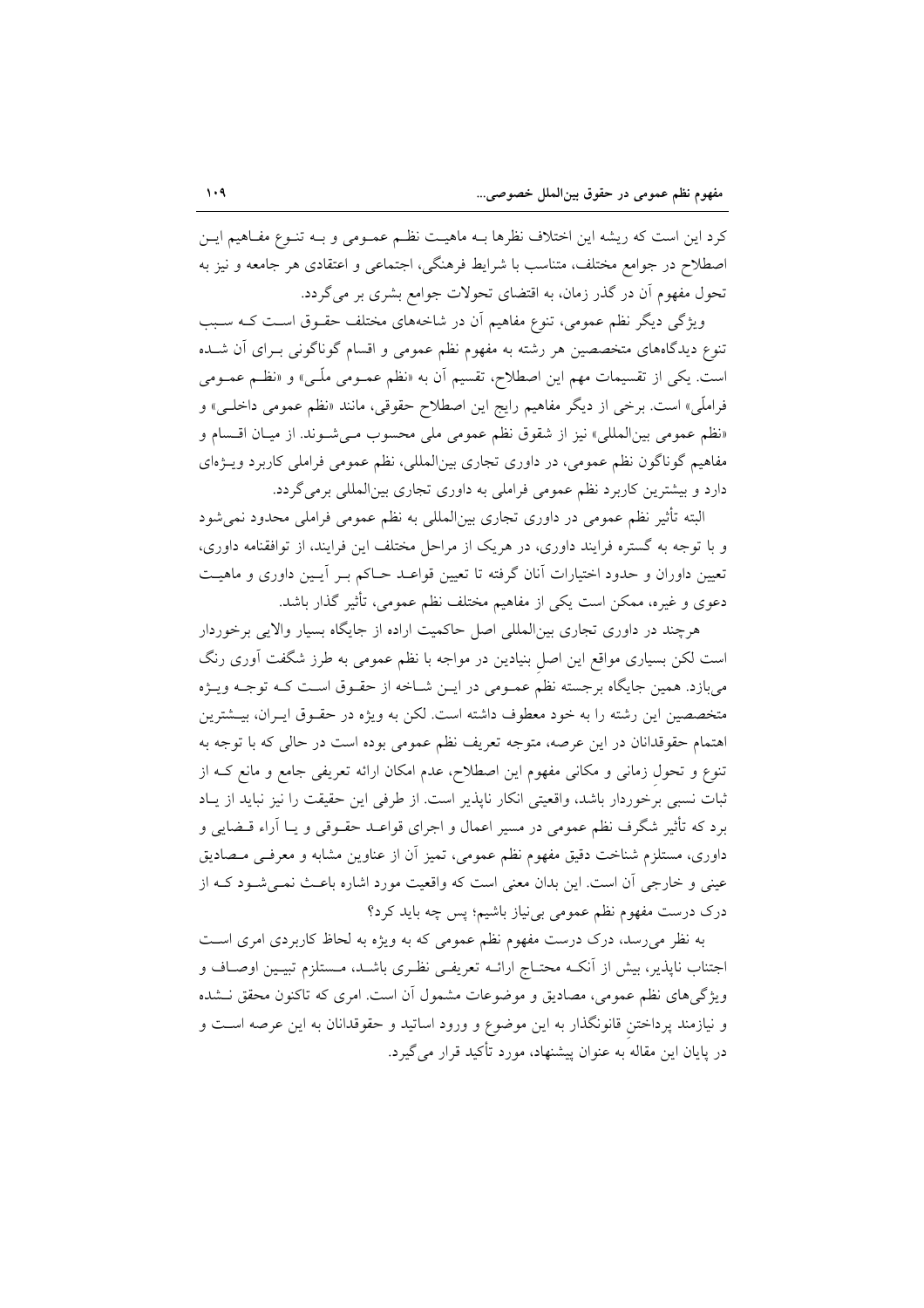کرد این است که ریشه این اختلاف نظرها بـه ماهیـت نظـم عمـومی و بـه تنـوع مفـاهیم ایـن اصطلاح در جوامع مختلف، متناسب با شرایط فرهنگی، اجتماعی و اعتقادی هر جامعه و نیز به تحول مفهوم آن در گذر زمان، به اقتضای تحولات جوامع بشری بر می‌گردد.

ویژگی دیگر نظم عمومی، تنوع مفاهیم آن در شاخه‌های مختلف حقـوق اسـت کـه سـبب تنوع دیدگاه‌های متخصصین هر رشته به مفهوم نظم عمومی و اقسام گوناگونی بـرای آن شـده است. یکی از تقسیمات مهم این اصطلاح، تقسیم آن به «نظم عمـومی ملّـی» و «نظـم عمـومی فراملّی» است. برخی از دیگر مفاهیم رایج این اصطلاح حقوقی، مانند «نظم عمومی داخلـی» و «نظم عمومی بین‌المللی» نیز از شقوق نظم عمومی ملی محسوب مـی‌شـوند. از میـان اقـسام و مفاهیم گوناگون نظم عمومی، در داوری تجاری بین‌المللی، نظم عمومی فراملی کاربرد ویـژه‌ای دارد و بیشترین کاربرد نظم عمومی فراملی به داوری تجاری بین‌المللی برمی‌گردد.

البته تأثیر نظم عمومی در داوری تجاری بین‌المللی به نظم عمومی فراملی محدود نمی‌شود و با توجه به گستره فرایند داوری، در هریک از مراحل مختلف این فرایند، از توافقنامه داوری، تعیین داوران و حدود اختیارات آنان گرفته تا تعیین قواعـد حـاکم بـر آیـین داوری و ماهیـت دعوی و غیره، ممکن است یکی از مفاهیم مختلف نظم عمومی، تأثیر گذار باشد.

هرچند در داوری تجاری بین‌المللی اصل حاکمیت اراده از جایگاه بسیار والایی برخوردار است لکن بسیاری مواقع این اصلِ بنیادین در مواجه با نظم عمومی به طرز شگفت آوری رنگ می‌بازد. همین جایگاه برجسته نظمِ عمـومی در ایـن شـاخه از حقـوق اسـت کـه توجـه ویـژه متخصصین این رشته را به خود معطوف داشته است. لکن به ویژه در حقـوق ایـران، بیـشترین اهتمام حقوقدانان در این عرصه، متوجه تعریف نظم عمومی بوده است در حالی که با توجه به تنوع و تحولِ زمانی و مکانی مفهوم این اصطلاح، عدم امکان ارائه تعریفی جامع و مانع کـه از ثبات نسبی برخوردار باشد، واقعیتی انکار ناپذیر است. از طرفی این حقیقت را نیز نباید از یـاد برد که تأثیر شگرف نظم عمومی در مسیر اعمال و اجرای قواعـد حقـوقی و یـا آراء قـضایی و داوری، مستلزم شناخت دقیق مفهوم نظم عمومی، تمیز آن از عناوین مشابه و معرفـی مـصادیق عینی و خارجی آن است. این بدان معنی است که واقعیت مورد اشاره باعـث نمـی‌شـود کـه از درک درست مفهوم نظم عمومی بی‌نیاز باشیم؛ پس چه باید کرد؟

به نظر می‌رسد، درک درست مفهوم نظم عمومی که به ویژه به لحاظ کاربردی امری اسـت اجتناب ناپذیر، بیش از آنکـه محتـاج ارائـه تعریفـی نظـری باشـد، مـستلزم تبیـین اوصـاف و ویژگی‌های نظم عمومی، مصادیق و موضوعات مشمول آن است. امری که تاکنون محقق نـشده و نیازمند پرداختنِ قانونگذار به این موضوع و ورود اساتید و حقوقدانان به این عرصه اسـت و در پایان این مقاله به عنوان پیشنهاد، مورد تأکید قرار می‌گیرد.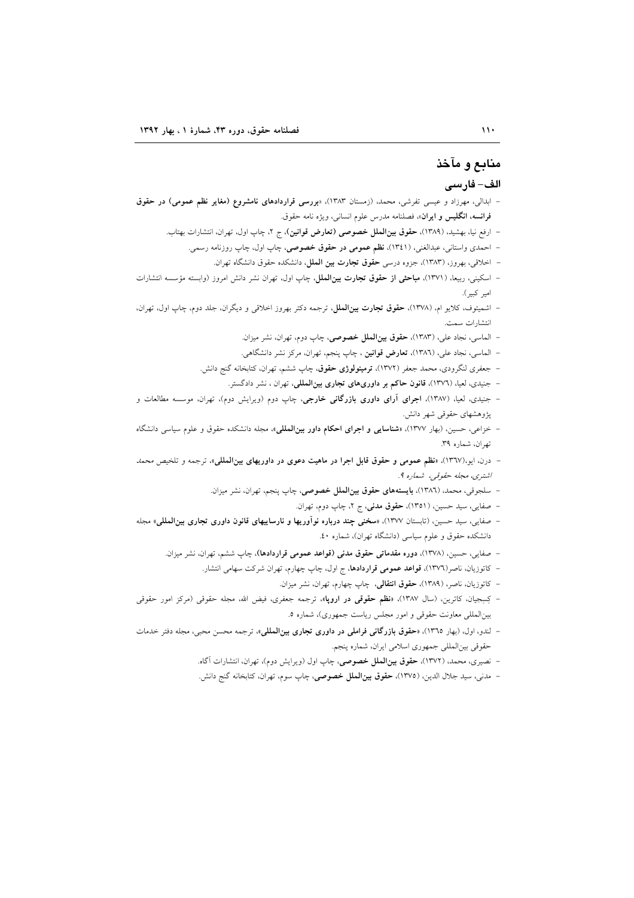## منابع و مآخذ

### الف- فارسی

- ابدالی، مهرزاد و عیسی تفرشی، محمد، (زمستان ۱۳۸۳)، «**بررسی قراردادهای نامشروع (مغایر نظم عمومی) در حقوق فرانسه، انگلیس و ایران**»، فصلنامه مدرس علوم انسانی، ویژه نامه حقوق.
- ارفع نیا، بهشید، (۱۳۸۹)، **حقوق بین‌الملل خصوصی (تعارض قوانین)**، ج ۲، چاپ اول، تهران، انتشارات بهتاب.
- احمدی واستانی، عبدالغنی، (۱۳٤۱)، **نظم عمومی در حقوق خصوصی**، چاپ اول، چاپ روزنامه رسمی.
- اخلاقی، بهروز، (۱۳۸۳)، جزوه درسی **حقوق تجارت بین الملل**، دانشکده حقوق دانشگاه تهران.
- اسکینی، ربیعا، (۱۳۷۱)، **مباحثی از حقوق تجارت بین‌الملل**، چاپ اول، تهران نشر دانش امروز (وابسته مؤسسه انتشارات امیر کبیر).
- اشمیتوف، کلایو ام، (۱۳۷۸)، **حقوق تجارت بین‌الملل**، ترجمه دکتر بهروز اخلاقی و دیگران، جلد دوم، چاپ اول، تهران، انتشارات سمت.
- الماسی، نجاد علی، (۱۳۸۳)، **حقوق بین‌الملل خصوصی**، چاپ دوم، تهران، نشر میزان.
- الماسی، نجاد علی، (۱۳۸٦)، **تعارض قوانین** ، چاپ پنجم، تهران، مرکز نشر دانشگاهی.
- جعفری لنگرودی، محمد جعفر (۱۳۷۲)، **ترمینولوژی حقوق**، چاپ ششم، تهران، کتابخانه گنج دانش.
- جنیدی، لعیا، (۱۳۷٦)، **قانون حاکم بر داوری‌های تجاری بین‌المللی**، تهران ، نشر دادگستر.
- جنیدی، لعیا، (۱۳۸۷)، **اجرای آرای داوری بازرگانی خارجی**، چاپ دوم (ویرایش دوم)، تهران، موسسه مطالعات و پژوهشهای حقوقی شهر دانش.
- خزاعی، حسین، (بهار ۱۳۷۷)، «**شناسایی و اجرای احکام داور بین‌المللی**»، مجله دانشکده حقوق و علوم سیاسی دانشگاه تهران، شماره ۳۹.
- درن، ایو،(۱۳٦۷)، «**نظم عمومی و حقوق قابل اجرا در ماهیت دعوی در داوریهای بین‌المللی**»، ترجمه و تلخیص *محمد اشتری، مجله حقوقی، شماره ۹*.
- سلجوقی، محمد، (۱۳۸٦)، **بایسته‌های حقوق بین‌الملل خصوصی**، چاپ پنجم، تهران، نشر میزان.
- صفایی، سید حسین، (۱۳۵۱)، **حقوق مدنی**، ج ۲، چاپ دوم، تهران.
- صفایی، سید حسین، (تابستان ۱۳۷۷)، «**سخنی چند درباره نوآوریها و نارساییهای قانون داوری تجاری بین‌المللی**» مجله دانشکده حقوق و علوم سیاسی (دانشگاه تهران)، شماره ٤۰.
- صفایی، حسین، (۱۳۷۸)، **دوره مقدماتی حقوق مدنی (قواعد عمومی قراردادها)**، چاپ ششم، تهران، نشر میزان.
- کاتوزیان، ناصر(۱۳۷٦)، **قواعد عمومی قراردادها**، ج اول، چاپ چهارم، تهران شرکت سهامی انتشار.
- کاتوزیان، ناصر، (۱۳۸۹)، **حقوق انتقالی**، چاپ چهارم، تهران، نشر میزان.
- کِسیجیان، کاترین، (سال ۱۳۸۷)، «**نظم حقوقی در اروپا**»، ترجمه جعفری، فیض الله، مجله حقوقی (مرکز امور حقوقی بین‌المللی معاونت حقوقی و امور مجلس ریاست جمهوری)، شماره ۵.
- لندو، اول، (بهار ۱۳٦۵)، «**حقوق بازرگانی فراملی در داوری تجاری بین‌المللی**»، ترجمه محسن محبی، مجله دفتر خدمات حقوقی بین‌المللی جمهوری اسلامی ایران، شماره پنجم.
- نصیری، محمد، (۱۳۷۲)، **حقوق بین‌الملل خصوصی**، چاپ اول (ویرایش دوم)، تهران، انتشارات آگاه.
- مدنی، سید جلال الدین، (۱۳۷۵)، **حقوق بین‌الملل خصوصی**، چاپ سوم، تهران، کتابخانه گنج دانش.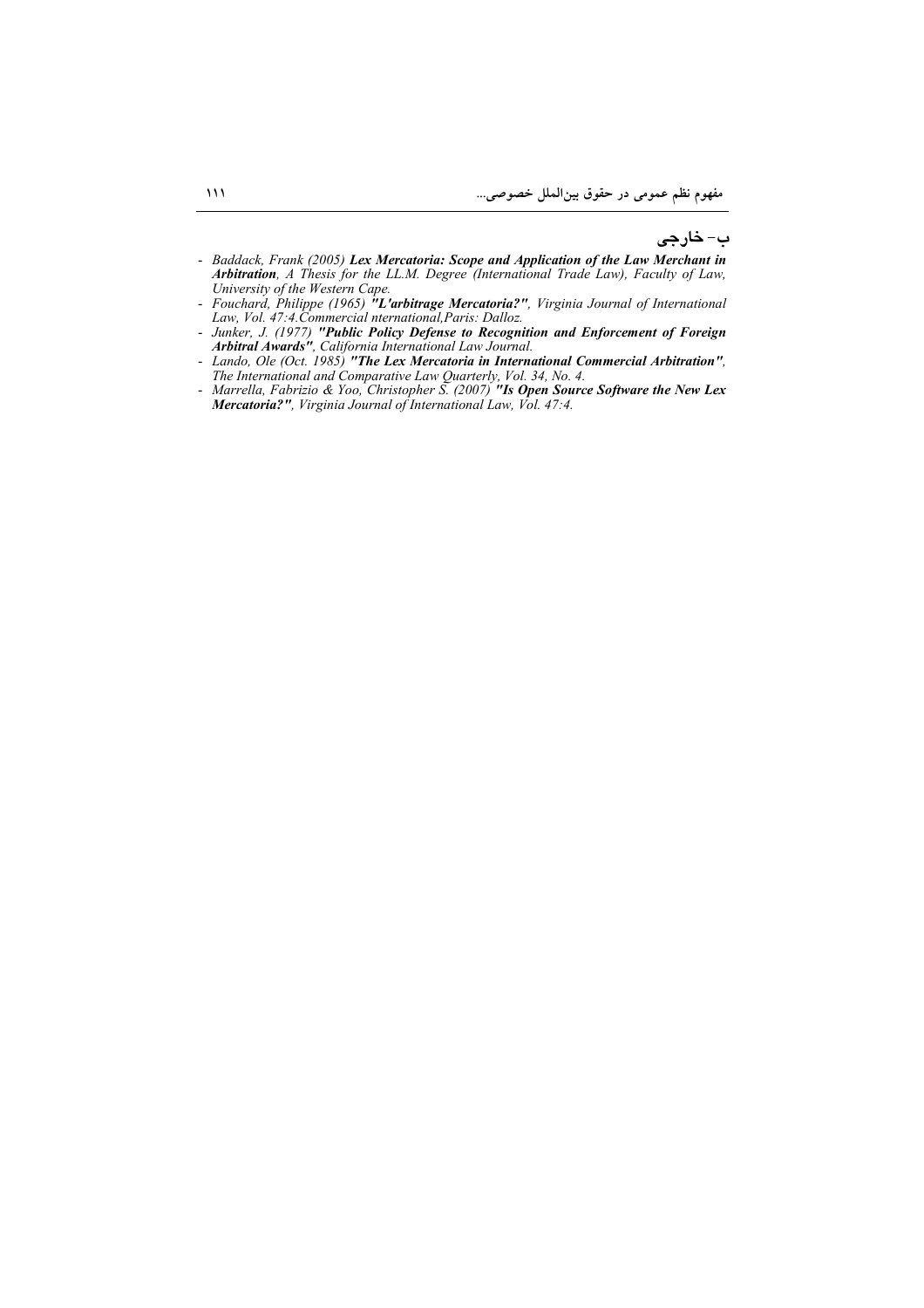## ب- خارجی

- *Baddack, Frank (2005)* ***Lex Mercatoria: Scope and Application of the Law Merchant in Arbitration****, A Thesis for the LL.M. Degree (International Trade Law), Faculty of Law, University of the Western Cape.*
- *Fouchard, Philippe (1965)* ***"L'arbitrage Mercatoria?"****, Virginia Journal of International Law, Vol. 47:4.Commercial nternational,Paris: Dalloz.*
- *Junker, J. (1977)* ***"Public Policy Defense to Recognition and Enforcement of Foreign Arbitral Awards"****, California International Law Journal.*
- *Lando, Ole (Oct. 1985)* ***"The Lex Mercatoria in International Commercial Arbitration"****, The International and Comparative Law Quarterly, Vol. 34, No. 4.*
- *Marrella, Fabrizio & Yoo, Christopher S. (2007)* ***"Is Open Source Software the New Lex Mercatoria?"****, Virginia Journal of International Law, Vol. 47:4.*